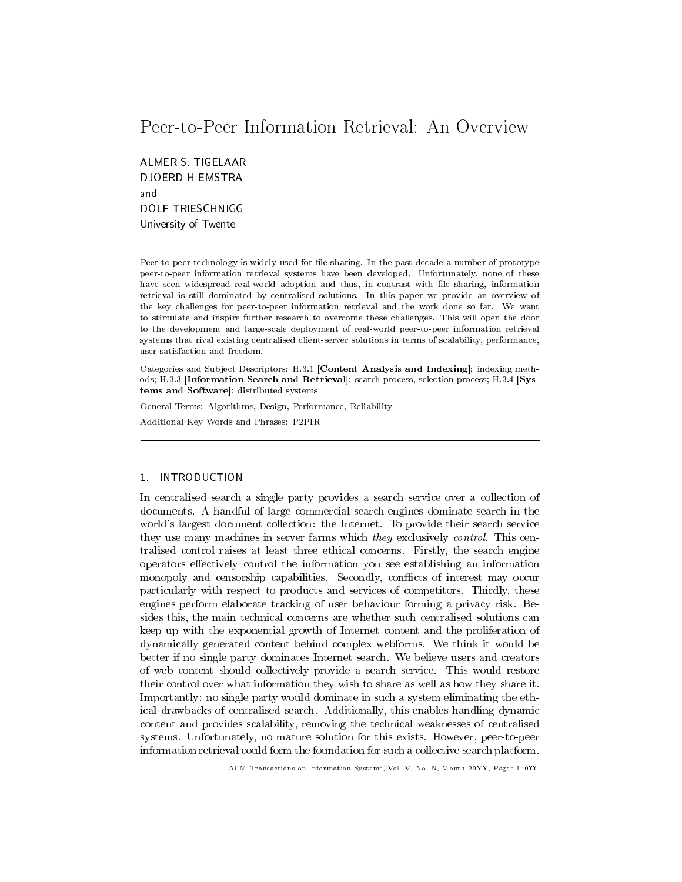# Peer-to-Peer Information Retrieval: An Overview

ALMER S. TIGELAAR
DJOERD HIEMSTRA
and
DOLF TRIESCHNIGG
University of Twente

---

Peer-to-peer technology is widely used for file sharing. In the past decade a number of prototype peer-to-peer information retrieval systems have been developed. Unfortunately, none of these have seen widespread real-world adoption and thus, in contrast with file sharing, information retrieval is still dominated by centralised solutions. In this paper we provide an overview of the key challenges for peer-to-peer information retrieval and the work done so far. We want to stimulate and inspire further research to overcome these challenges. This will open the door to the development and large-scale deployment of real-world peer-to-peer information retrieval systems that rival existing centralised client-server solutions in terms of scalability, performance, user satisfaction and freedom.

Categories and Subject Descriptors: H.3.1 [**Content Analysis and Indexing**]: indexing methods; H.3.3 [**Information Search and Retrieval**]: search process, selection process; H.3.4 [**Systems and Software**]: distributed systems

General Terms: Algorithms, Design, Performance, Reliability

Additional Key Words and Phrases: P2PIR

---

## 1. INTRODUCTION

In centralised search a single party provides a search service over a collection of documents. A handful of large commercial search engines dominate search in the world's largest document collection: the Internet. To provide their search service they use many machines in server farms which *they* exclusively *control*. This centralised control raises at least three ethical concerns. Firstly, the search engine operators effectively control the information you see establishing an information monopoly and censorship capabilities. Secondly, conflicts of interest may occur particularly with respect to products and services of competitors. Thirdly, these engines perform elaborate tracking of user behaviour forming a privacy risk. Besides this, the main technical concerns are whether such centralised solutions can keep up with the exponential growth of Internet content and the proliferation of dynamically generated content behind complex webforms. We think it would be better if no single party dominates Internet search. We believe users and creators of web content should collectively provide a search service. This would restore their control over what information they wish to share as well as how they share it. Importantly: no single party would dominate in such a system eliminating the ethical drawbacks of centralised search. Additionally, this enables handling dynamic content and provides scalability, removing the technical weaknesses of centralised systems. Unfortunately, no mature solution for this exists. However, peer-to-peer information retrieval could form the foundation for such a collective search platform.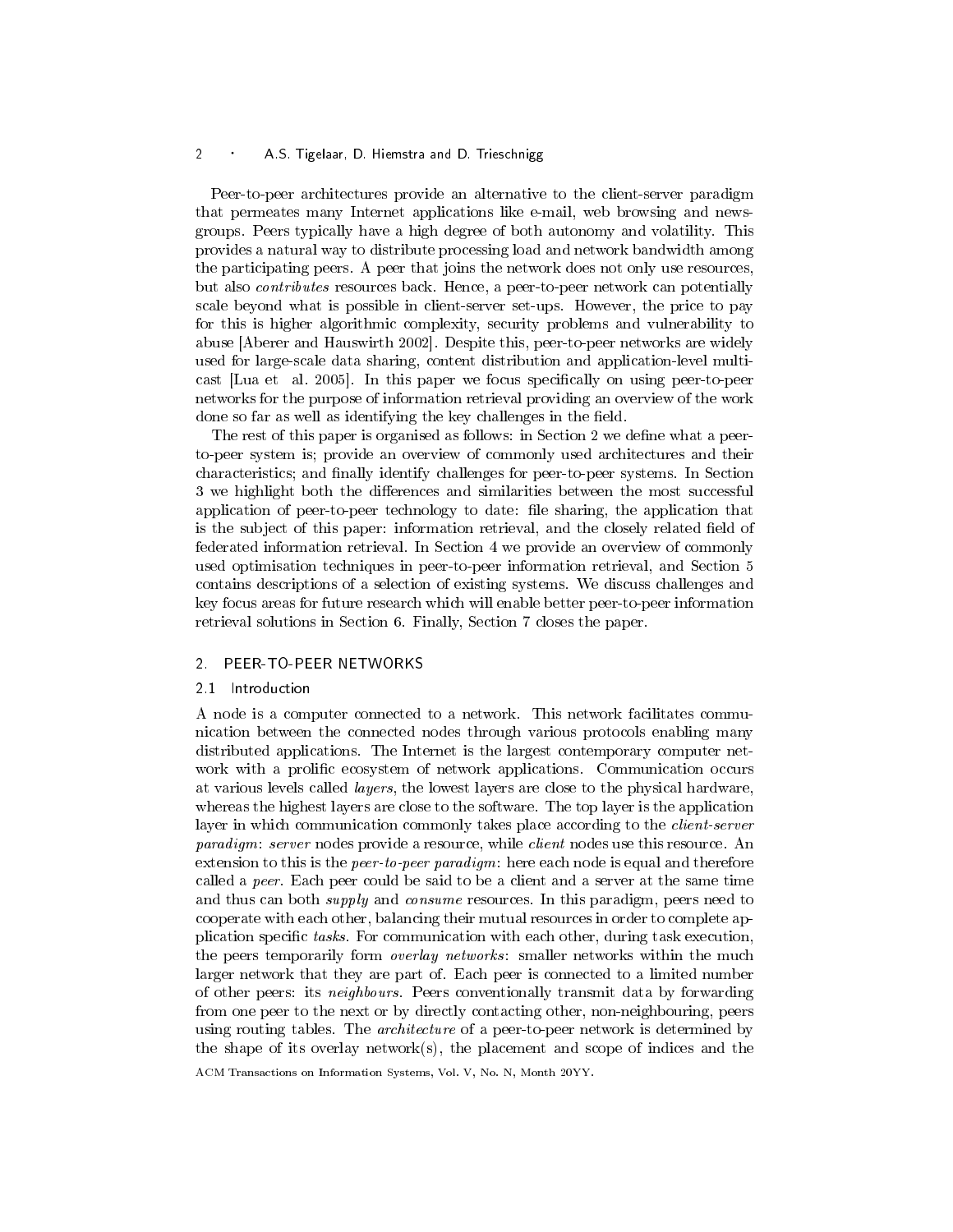Peer-to-peer architectures provide an alternative to the client-server paradigm that permeates many Internet applications like e-mail, web browsing and newsgroups. Peers typically have a high degree of both autonomy and volatility. This provides a natural way to distribute processing load and network bandwidth among the participating peers. A peer that joins the network does not only use resources, but also *contributes* resources back. Hence, a peer-to-peer network can potentially scale beyond what is possible in client-server set-ups. However, the price to pay for this is higher algorithmic complexity, security problems and vulnerability to abuse [Aberer and Hauswirth 2002]. Despite this, peer-to-peer networks are widely used for large-scale data sharing, content distribution and application-level multicast [Lua et al. 2005]. In this paper we focus specifically on using peer-to-peer networks for the purpose of information retrieval providing an overview of the work done so far as well as identifying the key challenges in the field.

The rest of this paper is organised as follows: in Section 2 we define what a peer-to-peer system is; provide an overview of commonly used architectures and their characteristics; and finally identify challenges for peer-to-peer systems. In Section 3 we highlight both the differences and similarities between the most successful application of peer-to-peer technology to date: file sharing, the application that is the subject of this paper: information retrieval, and the closely related field of federated information retrieval. In Section 4 we provide an overview of commonly used optimisation techniques in peer-to-peer information retrieval, and Section 5 contains descriptions of a selection of existing systems. We discuss challenges and key focus areas for future research which will enable better peer-to-peer information retrieval solutions in Section 6. Finally, Section 7 closes the paper.

## 2. PEER-TO-PEER NETWORKS

### 2.1 Introduction

A node is a computer connected to a network. This network facilitates communication between the connected nodes through various protocols enabling many distributed applications. The Internet is the largest contemporary computer network with a prolific ecosystem of network applications. Communication occurs at various levels called *layers*, the lowest layers are close to the physical hardware, whereas the highest layers are close to the software. The top layer is the application layer in which communication commonly takes place according to the *client-server paradigm*: *server* nodes provide a resource, while *client* nodes use this resource. An extension to this is the *peer-to-peer paradigm*: here each node is equal and therefore called a *peer*. Each peer could be said to be a client and a server at the same time and thus can both *supply* and *consume* resources. In this paradigm, peers need to cooperate with each other, balancing their mutual resources in order to complete application specific *tasks*. For communication with each other, during task execution, the peers temporarily form *overlay networks*: smaller networks within the much larger network that they are part of. Each peer is connected to a limited number of other peers: its *neighbours*. Peers conventionally transmit data by forwarding from one peer to the next or by directly contacting other, non-neighbouring, peers using routing tables. The *architecture* of a peer-to-peer network is determined by the shape of its overlay network(s), the placement and scope of indices and the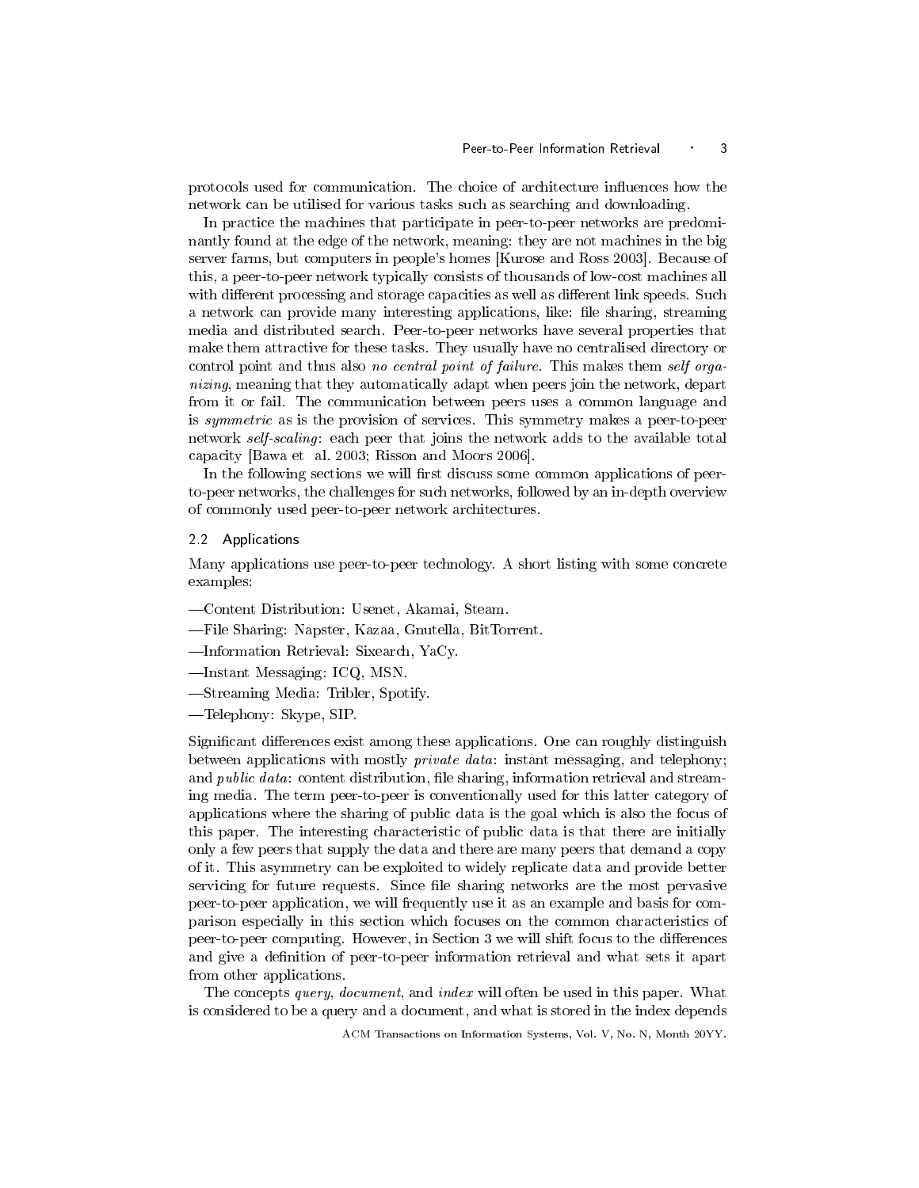protocols used for communication. The choice of architecture influences how the network can be utilised for various tasks such as searching and downloading.

In practice the machines that participate in peer-to-peer networks are predominantly found at the edge of the network, meaning: they are not machines in the big server farms, but computers in people's homes [Kurose and Ross 2003]. Because of this, a peer-to-peer network typically consists of thousands of low-cost machines all with different processing and storage capacities as well as different link speeds. Such a network can provide many interesting applications, like: file sharing, streaming media and distributed search. Peer-to-peer networks have several properties that make them attractive for these tasks. They usually have no centralised directory or control point and thus also *no central point of failure*. This makes them *self organizing*, meaning that they automatically adapt when peers join the network, depart from it or fail. The communication between peers uses a common language and is *symmetric* as is the provision of services. This symmetry makes a peer-to-peer network *self-scaling*: each peer that joins the network adds to the available total capacity [Bawa et al. 2003; Risson and Moors 2006].

In the following sections we will first discuss some common applications of peer-to-peer networks, the challenges for such networks, followed by an in-depth overview of commonly used peer-to-peer network architectures.

### 2.2 Applications

Many applications use peer-to-peer technology. A short listing with some concrete examples:

- Content Distribution: Usenet, Akamai, Steam.
- File Sharing: Napster, Kazaa, Gnutella, BitTorrent.
- Information Retrieval: Sixearch, YaCy.
- Instant Messaging: ICQ, MSN.
- Streaming Media: Tribler, Spotify.
- Telephony: Skype, SIP.

Significant differences exist among these applications. One can roughly distinguish between applications with mostly *private data*: instant messaging, and telephony; and *public data*: content distribution, file sharing, information retrieval and streaming media. The term peer-to-peer is conventionally used for this latter category of applications where the sharing of public data is the goal which is also the focus of this paper. The interesting characteristic of public data is that there are initially only a few peers that supply the data and there are many peers that demand a copy of it. This asymmetry can be exploited to widely replicate data and provide better servicing for future requests. Since file sharing networks are the most pervasive peer-to-peer application, we will frequently use it as an example and basis for comparison especially in this section which focuses on the common characteristics of peer-to-peer computing. However, in Section 3 we will shift focus to the differences and give a definition of peer-to-peer information retrieval and what sets it apart from other applications.

The concepts *query*, *document*, and *index* will often be used in this paper. What is considered to be a query and a document, and what is stored in the index depends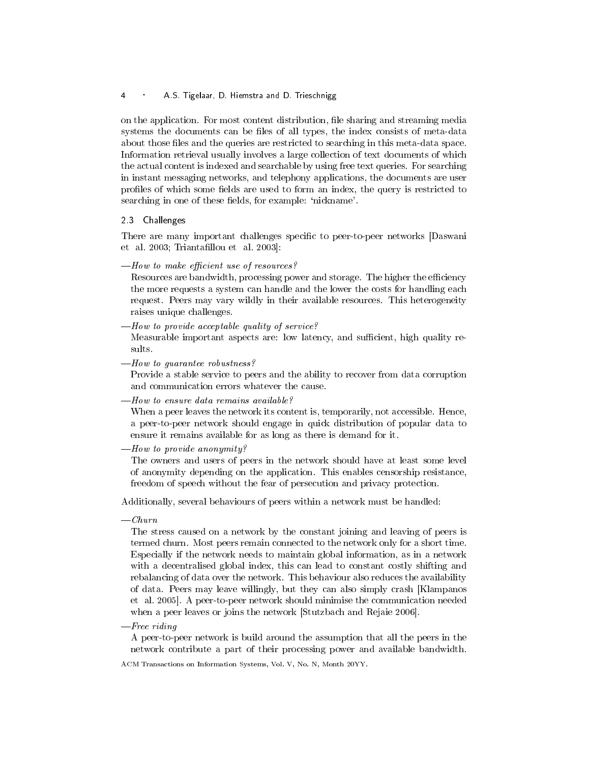on the application. For most content distribution, file sharing and streaming media systems the documents can be files of all types, the index consists of meta-data about those files and the queries are restricted to searching in this meta-data space. Information retrieval usually involves a large collection of text documents of which the actual content is indexed and searchable by using free text queries. For searching in instant messaging networks, and telephony applications, the documents are user profiles of which some fields are used to form an index, the query is restricted to searching in one of these fields, for example: 'nickname'.

### 2.3 Challenges

There are many important challenges specific to peer-to-peer networks [Daswani et al. 2003; Triantafillou et al. 2003]:

—*How to make efficient use of resources?*
Resources are bandwidth, processing power and storage. The higher the efficiency the more requests a system can handle and the lower the costs for handling each request. Peers may vary wildly in their available resources. This heterogeneity raises unique challenges.

—*How to provide acceptable quality of service?*
Measurable important aspects are: low latency, and sufficient, high quality results.

—*How to guarantee robustness?*
Provide a stable service to peers and the ability to recover from data corruption and communication errors whatever the cause.

—*How to ensure data remains available?*
When a peer leaves the network its content is, temporarily, not accessible. Hence, a peer-to-peer network should engage in quick distribution of popular data to ensure it remains available for as long as there is demand for it.

—*How to provide anonymity?*
The owners and users of peers in the network should have at least some level of anonymity depending on the application. This enables censorship resistance, freedom of speech without the fear of persecution and privacy protection.

Additionally, several behaviours of peers within a network must be handled:

—*Churn*
The stress caused on a network by the constant joining and leaving of peers is termed churn. Most peers remain connected to the network only for a short time. Especially if the network needs to maintain global information, as in a network with a decentralised global index, this can lead to constant costly shifting and rebalancing of data over the network. This behaviour also reduces the availability of data. Peers may leave willingly, but they can also simply crash [Klampanos et al. 2005]. A peer-to-peer network should minimise the communication needed when a peer leaves or joins the network [Stutzbach and Rejaie 2006].

—*Free riding*
A peer-to-peer network is build around the assumption that all the peers in the network contribute a part of their processing power and available bandwidth.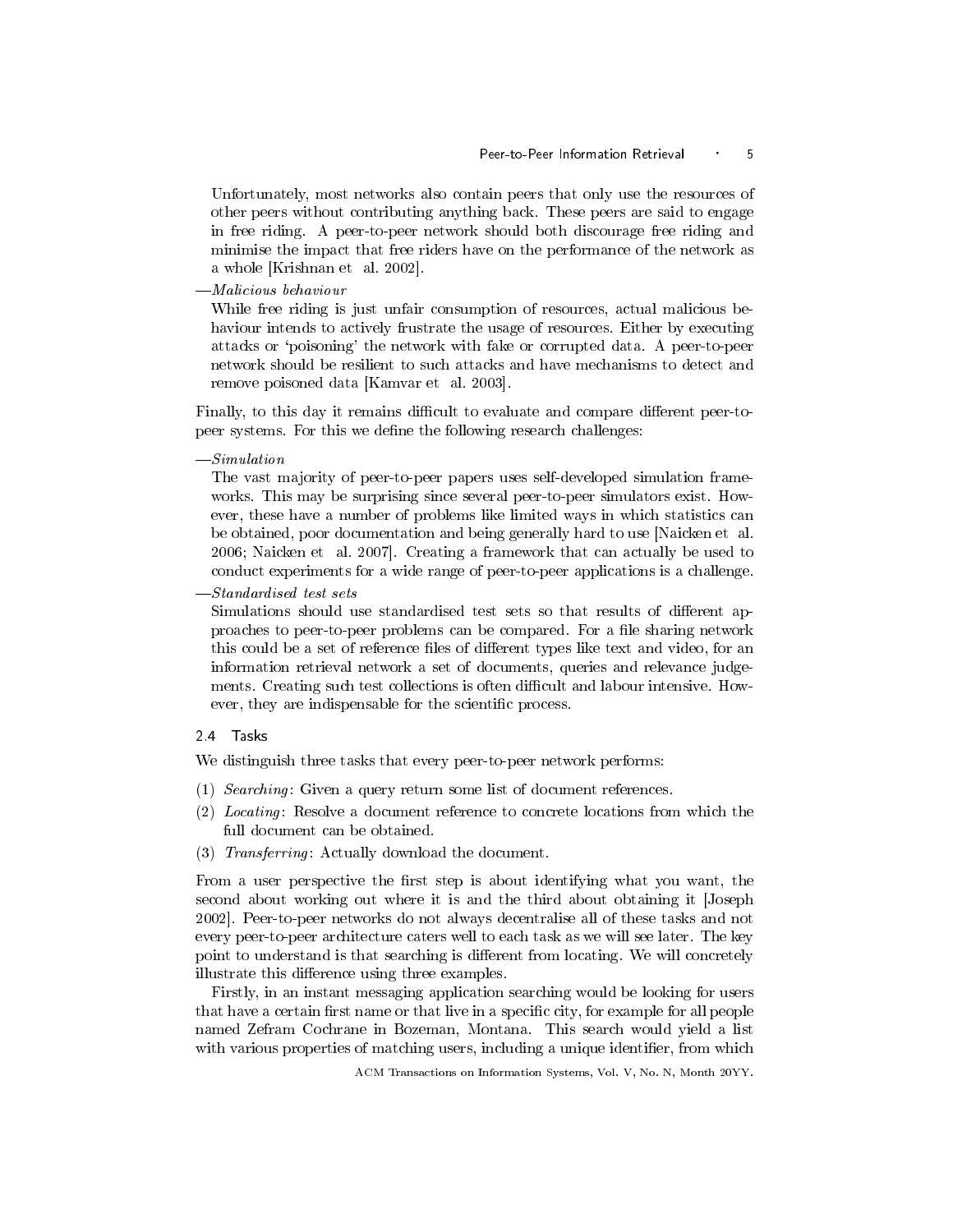Unfortunately, most networks also contain peers that only use the resources of other peers without contributing anything back. These peers are said to engage in free riding. A peer-to-peer network should both discourage free riding and minimise the impact that free riders have on the performance of the network as a whole [Krishnan et al. 2002].

—*Malicious behaviour*
While free riding is just unfair consumption of resources, actual malicious behaviour intends to actively frustrate the usage of resources. Either by executing attacks or 'poisoning' the network with fake or corrupted data. A peer-to-peer network should be resilient to such attacks and have mechanisms to detect and remove poisoned data [Kamvar et al. 2003].

Finally, to this day it remains difficult to evaluate and compare different peer-to-peer systems. For this we define the following research challenges:

—*Simulation*
The vast majority of peer-to-peer papers uses self-developed simulation frameworks. This may be surprising since several peer-to-peer simulators exist. However, these have a number of problems like limited ways in which statistics can be obtained, poor documentation and being generally hard to use [Naicken et al. 2006; Naicken et al. 2007]. Creating a framework that can actually be used to conduct experiments for a wide range of peer-to-peer applications is a challenge.

—*Standardised test sets*
Simulations should use standardised test sets so that results of different approaches to peer-to-peer problems can be compared. For a file sharing network this could be a set of reference files of different types like text and video, for an information retrieval network a set of documents, queries and relevance judgements. Creating such test collections is often difficult and labour intensive. However, they are indispensable for the scientific process.

### 2.4 Tasks

We distinguish three tasks that every peer-to-peer network performs:

(1) *Searching*: Given a query return some list of document references.
(2) *Locating*: Resolve a document reference to concrete locations from which the full document can be obtained.
(3) *Transferring*: Actually download the document.

From a user perspective the first step is about identifying what you want, the second about working out where it is and the third about obtaining it [Joseph 2002]. Peer-to-peer networks do not always decentralise all of these tasks and not every peer-to-peer architecture caters well to each task as we will see later. The key point to understand is that searching is different from locating. We will concretely illustrate this difference using three examples.

Firstly, in an instant messaging application searching would be looking for users that have a certain first name or that live in a specific city, for example for all people named Zefram Cochrane in Bozeman, Montana. This search would yield a list with various properties of matching users, including a unique identifier, from which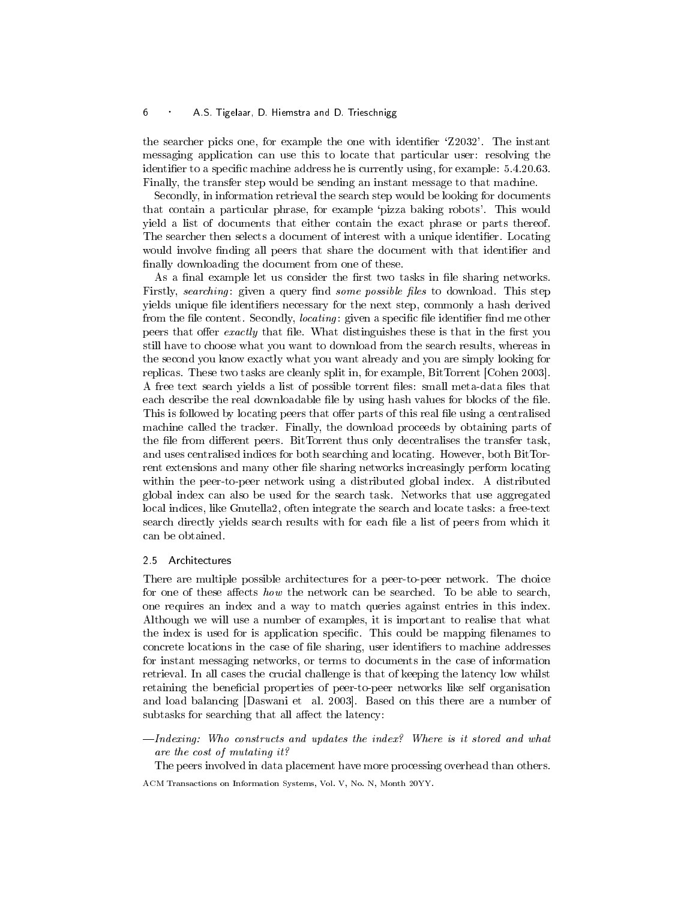the searcher picks one, for example the one with identifier 'Z2032'. The instant messaging application can use this to locate that particular user: resolving the identifier to a specific machine address he is currently using, for example: 5.4.20.63. Finally, the transfer step would be sending an instant message to that machine.

Secondly, in information retrieval the search step would be looking for documents that contain a particular phrase, for example 'pizza baking robots'. This would yield a list of documents that either contain the exact phrase or parts thereof. The searcher then selects a document of interest with a unique identifier. Locating would involve finding all peers that share the document with that identifier and finally downloading the document from one of these.

As a final example let us consider the first two tasks in file sharing networks. Firstly, *searching*: given a query find *some possible files* to download. This step yields unique file identifiers necessary for the next step, commonly a hash derived from the file content. Secondly, *locating*: given a specific file identifier find me other peers that offer *exactly* that file. What distinguishes these is that in the first you still have to choose what you want to download from the search results, whereas in the second you know exactly what you want already and you are simply looking for replicas. These two tasks are cleanly split in, for example, BitTorrent [Cohen 2003]. A free text search yields a list of possible torrent files: small meta-data files that each describe the real downloadable file by using hash values for blocks of the file. This is followed by locating peers that offer parts of this real file using a centralised machine called the tracker. Finally, the download proceeds by obtaining parts of the file from different peers. BitTorrent thus only decentralises the transfer task, and uses centralised indices for both searching and locating. However, both BitTorrent extensions and many other file sharing networks increasingly perform locating within the peer-to-peer network using a distributed global index. A distributed global index can also be used for the search task. Networks that use aggregated local indices, like Gnutella2, often integrate the search and locate tasks: a free-text search directly yields search results with for each file a list of peers from which it can be obtained.

### 2.5 Architectures

There are multiple possible architectures for a peer-to-peer network. The choice for one of these affects *how* the network can be searched. To be able to search, one requires an index and a way to match queries against entries in this index. Although we will use a number of examples, it is important to realise that what the index is used for is application specific. This could be mapping filenames to concrete locations in the case of file sharing, user identifiers to machine addresses for instant messaging networks, or terms to documents in the case of information retrieval. In all cases the crucial challenge is that of keeping the latency low whilst retaining the beneficial properties of peer-to-peer networks like self organisation and load balancing [Daswani et al. 2003]. Based on this there are a number of subtasks for searching that all affect the latency:

—*Indexing: Who constructs and updates the index? Where is it stored and what are the cost of mutating it?*

The peers involved in data placement have more processing overhead than others.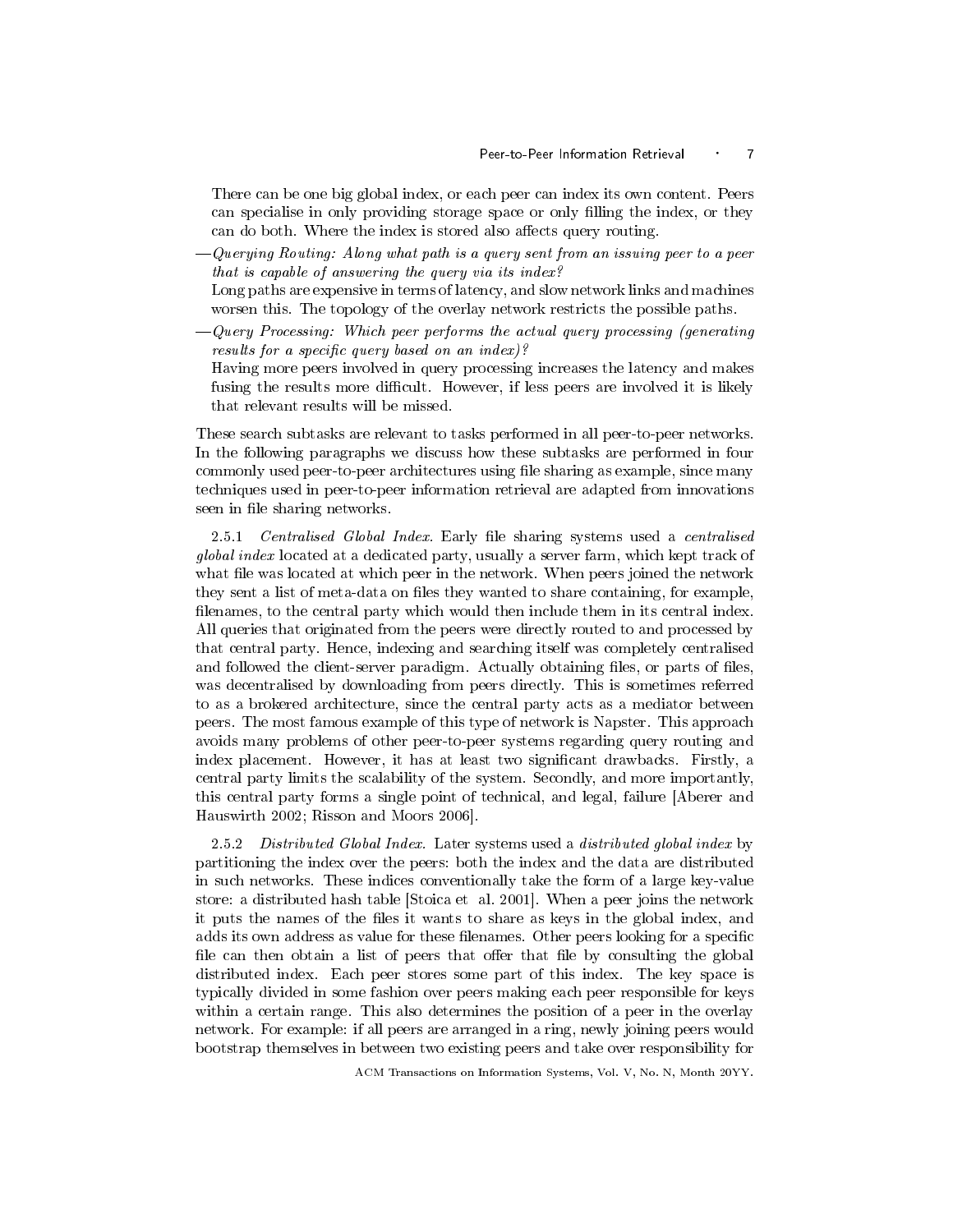There can be one big global index, or each peer can index its own content. Peers can specialise in only providing storage space or only filling the index, or they can do both. Where the index is stored also affects query routing.

—*Querying Routing: Along what path is a query sent from an issuing peer to a peer that is capable of answering the query via its index?*
Long paths are expensive in terms of latency, and slow network links and machines worsen this. The topology of the overlay network restricts the possible paths.

—*Query Processing: Which peer performs the actual query processing (generating results for a specific query based on an index)?*
Having more peers involved in query processing increases the latency and makes fusing the results more difficult. However, if less peers are involved it is likely that relevant results will be missed.

These search subtasks are relevant to tasks performed in all peer-to-peer networks. In the following paragraphs we discuss how these subtasks are performed in four commonly used peer-to-peer architectures using file sharing as example, since many techniques used in peer-to-peer information retrieval are adapted from innovations seen in file sharing networks.

2.5.1 *Centralised Global Index.* Early file sharing systems used a *centralised global index* located at a dedicated party, usually a server farm, which kept track of what file was located at which peer in the network. When peers joined the network they sent a list of meta-data on files they wanted to share containing, for example, filenames, to the central party which would then include them in its central index. All queries that originated from the peers were directly routed to and processed by that central party. Hence, indexing and searching itself was completely centralised and followed the client-server paradigm. Actually obtaining files, or parts of files, was decentralised by downloading from peers directly. This is sometimes referred to as a brokered architecture, since the central party acts as a mediator between peers. The most famous example of this type of network is Napster. This approach avoids many problems of other peer-to-peer systems regarding query routing and index placement. However, it has at least two significant drawbacks. Firstly, a central party limits the scalability of the system. Secondly, and more importantly, this central party forms a single point of technical, and legal, failure [Aberer and Hauswirth 2002; Risson and Moors 2006].

2.5.2 *Distributed Global Index.* Later systems used a *distributed global index* by partitioning the index over the peers: both the index and the data are distributed in such networks. These indices conventionally take the form of a large key-value store: a distributed hash table [Stoica et al. 2001]. When a peer joins the network it puts the names of the files it wants to share as keys in the global index, and adds its own address as value for these filenames. Other peers looking for a specific file can then obtain a list of peers that offer that file by consulting the global distributed index. Each peer stores some part of this index. The key space is typically divided in some fashion over peers making each peer responsible for keys within a certain range. This also determines the position of a peer in the overlay network. For example: if all peers are arranged in a ring, newly joining peers would bootstrap themselves in between two existing peers and take over responsibility for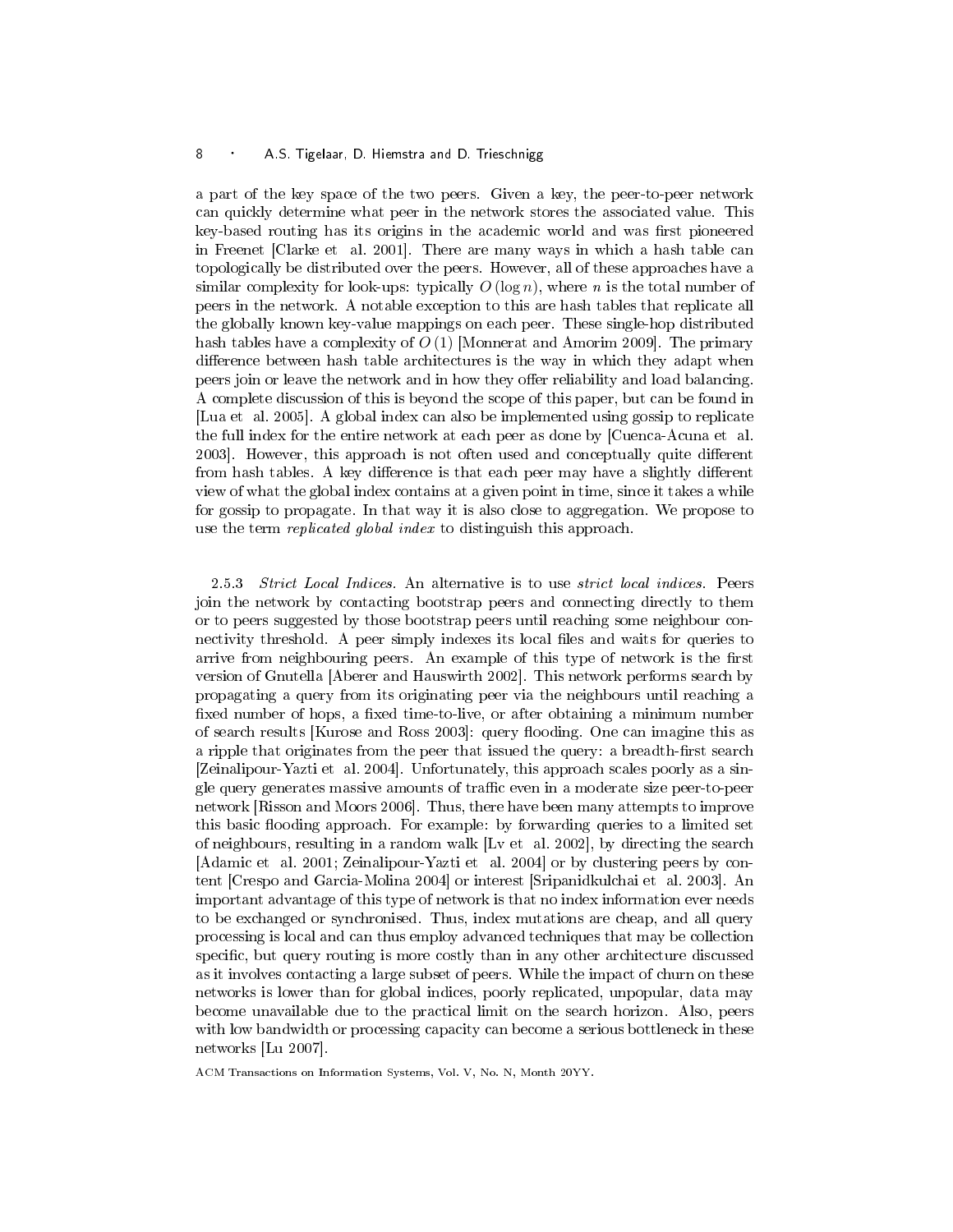a part of the key space of the two peers. Given a key, the peer-to-peer network can quickly determine what peer in the network stores the associated value. This key-based routing has its origins in the academic world and was first pioneered in Freenet [Clarke et al. 2001]. There are many ways in which a hash table can topologically be distributed over the peers. However, all of these approaches have a similar complexity for look-ups: typically $O(\log n)$, where $n$ is the total number of peers in the network. A notable exception to this are hash tables that replicate all the globally known key-value mappings on each peer. These single-hop distributed hash tables have a complexity of $O(1)$ [Monnerat and Amorim 2009]. The primary difference between hash table architectures is the way in which they adapt when peers join or leave the network and in how they offer reliability and load balancing. A complete discussion of this is beyond the scope of this paper, but can be found in [Lua et al. 2005]. A global index can also be implemented using gossip to replicate the full index for the entire network at each peer as done by [Cuenca-Acuna et al. 2003]. However, this approach is not often used and conceptually quite different from hash tables. A key difference is that each peer may have a slightly different view of what the global index contains at a given point in time, since it takes a while for gossip to propagate. In that way it is also close to aggregation. We propose to use the term *replicated global index* to distinguish this approach.

#### 2.5.3 *Strict Local Indices.*

An alternative is to use *strict local indices*. Peers join the network by contacting bootstrap peers and connecting directly to them or to peers suggested by those bootstrap peers until reaching some neighbour connectivity threshold. A peer simply indexes its local files and waits for queries to arrive from neighbouring peers. An example of this type of network is the first version of Gnutella [Aberer and Hauswirth 2002]. This network performs search by propagating a query from its originating peer via the neighbours until reaching a fixed number of hops, a fixed time-to-live, or after obtaining a minimum number of search results [Kurose and Ross 2003]: query flooding. One can imagine this as a ripple that originates from the peer that issued the query: a breadth-first search [Zeinalipour-Yazti et al. 2004]. Unfortunately, this approach scales poorly as a single query generates massive amounts of traffic even in a moderate size peer-to-peer network [Risson and Moors 2006]. Thus, there have been many attempts to improve this basic flooding approach. For example: by forwarding queries to a limited set of neighbours, resulting in a random walk [Lv et al. 2002], by directing the search [Adamic et al. 2001; Zeinalipour-Yazti et al. 2004] or by clustering peers by content [Crespo and Garcia-Molina 2004] or interest [Sripanidkulchai et al. 2003]. An important advantage of this type of network is that no index information ever needs to be exchanged or synchronised. Thus, index mutations are cheap, and all query processing is local and can thus employ advanced techniques that may be collection specific, but query routing is more costly than in any other architecture discussed as it involves contacting a large subset of peers. While the impact of churn on these networks is lower than for global indices, poorly replicated, unpopular, data may become unavailable due to the practical limit on the search horizon. Also, peers with low bandwidth or processing capacity can become a serious bottleneck in these networks [Lu 2007].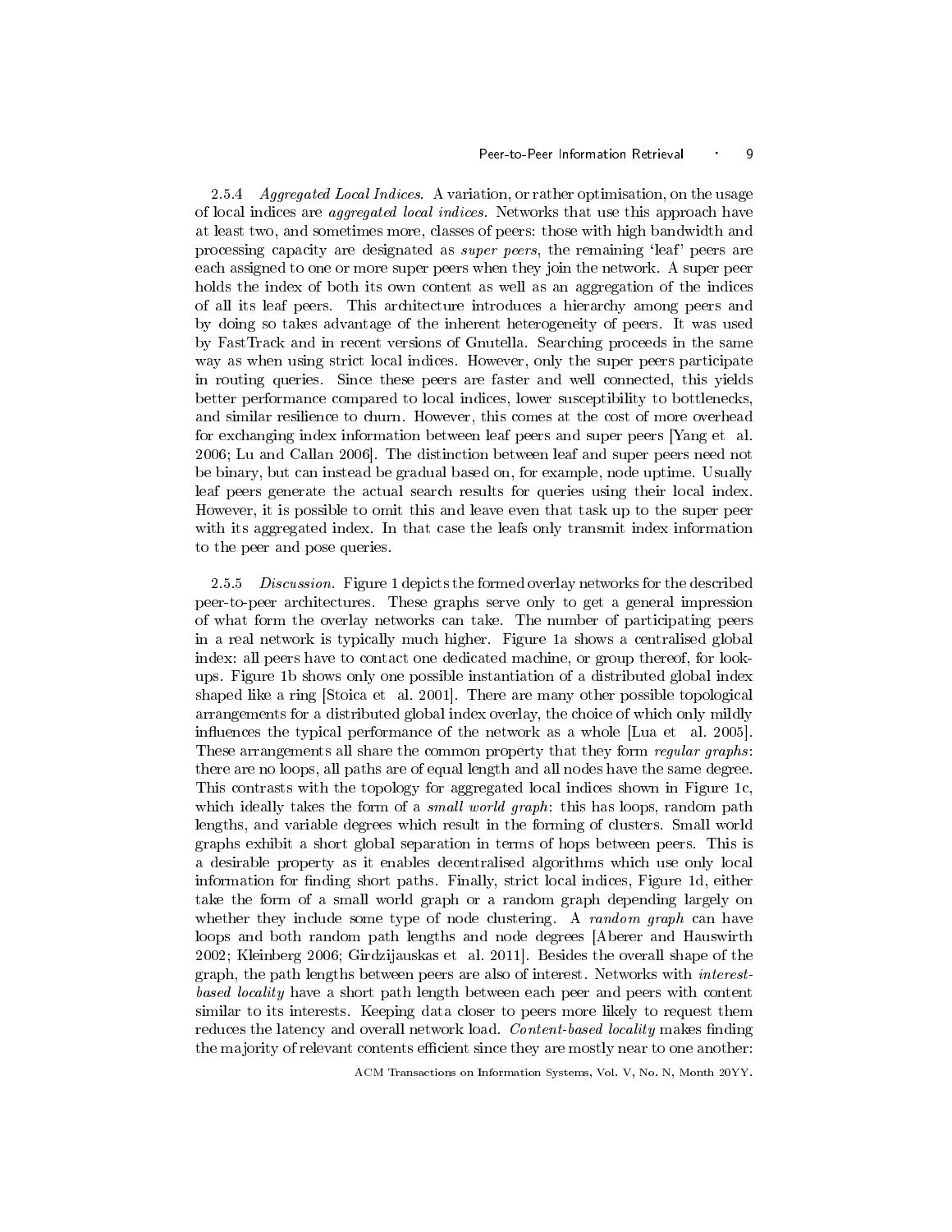2.5.4 *Aggregated Local Indices.* A variation, or rather optimisation, on the usage of local indices are *aggregated local indices*. Networks that use this approach have at least two, and sometimes more, classes of peers: those with high bandwidth and processing capacity are designated as *super peers*, the remaining 'leaf' peers are each assigned to one or more super peers when they join the network. A super peer holds the index of both its own content as well as an aggregation of the indices of all its leaf peers. This architecture introduces a hierarchy among peers and by doing so takes advantage of the inherent heterogeneity of peers. It was used by FastTrack and in recent versions of Gnutella. Searching proceeds in the same way as when using strict local indices. However, only the super peers participate in routing queries. Since these peers are faster and well connected, this yields better performance compared to local indices, lower susceptibility to bottlenecks, and similar resilience to churn. However, this comes at the cost of more overhead for exchanging index information between leaf peers and super peers [Yang et al. 2006; Lu and Callan 2006]. The distinction between leaf and super peers need not be binary, but can instead be gradual based on, for example, node uptime. Usually leaf peers generate the actual search results for queries using their local index. However, it is possible to omit this and leave even that task up to the super peer with its aggregated index. In that case the leafs only transmit index information to the peer and pose queries.

2.5.5 *Discussion.* Figure 1 depicts the formed overlay networks for the described peer-to-peer architectures. These graphs serve only to get a general impression of what form the overlay networks can take. The number of participating peers in a real network is typically much higher. Figure 1a shows a centralised global index: all peers have to contact one dedicated machine, or group thereof, for lookups. Figure 1b shows only one possible instantiation of a distributed global index shaped like a ring [Stoica et al. 2001]. There are many other possible topological arrangements for a distributed global index overlay, the choice of which only mildly influences the typical performance of the network as a whole [Lua et al. 2005]. These arrangements all share the common property that they form *regular graphs*: there are no loops, all paths are of equal length and all nodes have the same degree. This contrasts with the topology for aggregated local indices shown in Figure 1c, which ideally takes the form of a *small world graph*: this has loops, random path lengths, and variable degrees which result in the forming of clusters. Small world graphs exhibit a short global separation in terms of hops between peers. This is a desirable property as it enables decentralised algorithms which use only local information for finding short paths. Finally, strict local indices, Figure 1d, either take the form of a small world graph or a random graph depending largely on whether they include some type of node clustering. A *random graph* can have loops and both random path lengths and node degrees [Aberer and Hauswirth 2002; Kleinberg 2006; Girdzijauskas et al. 2011]. Besides the overall shape of the graph, the path lengths between peers are also of interest. Networks with *interest-based locality* have a short path length between each peer and peers with content similar to its interests. Keeping data closer to peers more likely to request them reduces the latency and overall network load. *Content-based locality* makes finding the majority of relevant contents efficient since they are mostly near to one another: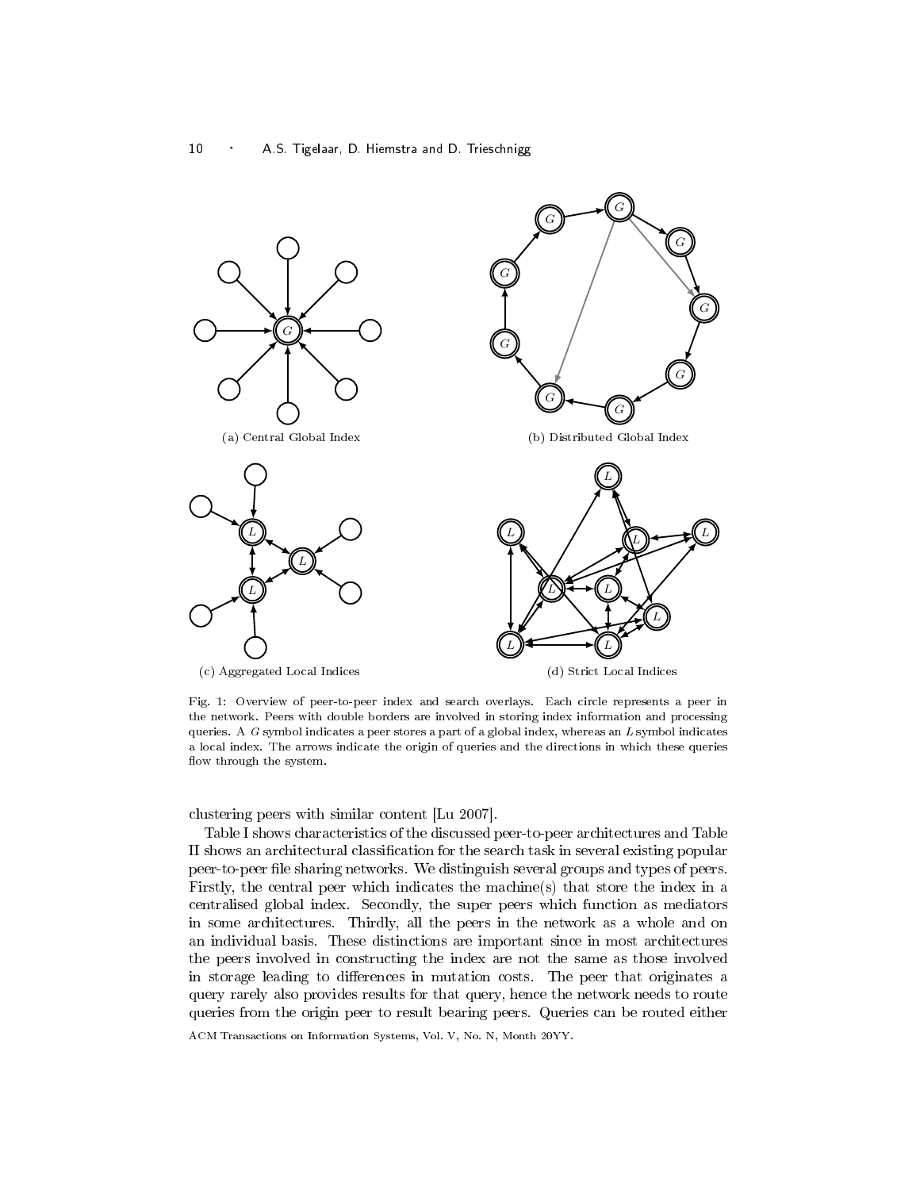(a) Central Global Index

(b) Distributed Global Index

(c) Aggregated Local Indices

(d) Strict Local Indices

Fig. 1: Overview of peer-to-peer index and search overlays. Each circle represents a peer in the network. Peers with double borders are involved in storing index information and processing queries. A $G$ symbol indicates a peer stores a part of a global index, whereas an $L$ symbol indicates a local index. The arrows indicate the origin of queries and the directions in which these queries flow through the system.

clustering peers with similar content [Lu 2007].

Table I shows characteristics of the discussed peer-to-peer architectures and Table II shows an architectural classification for the search task in several existing popular peer-to-peer file sharing networks. We distinguish several groups and types of peers. Firstly, the central peer which indicates the machine(s) that store the index in a centralised global index. Secondly, the super peers which function as mediators in some architectures. Thirdly, all the peers in the network as a whole and on an individual basis. These distinctions are important since in most architectures the peers involved in constructing the index are not the same as those involved in storage leading to differences in mutation costs. The peer that originates a query rarely also provides results for that query, hence the network needs to route queries from the origin peer to result bearing peers. Queries can be routed either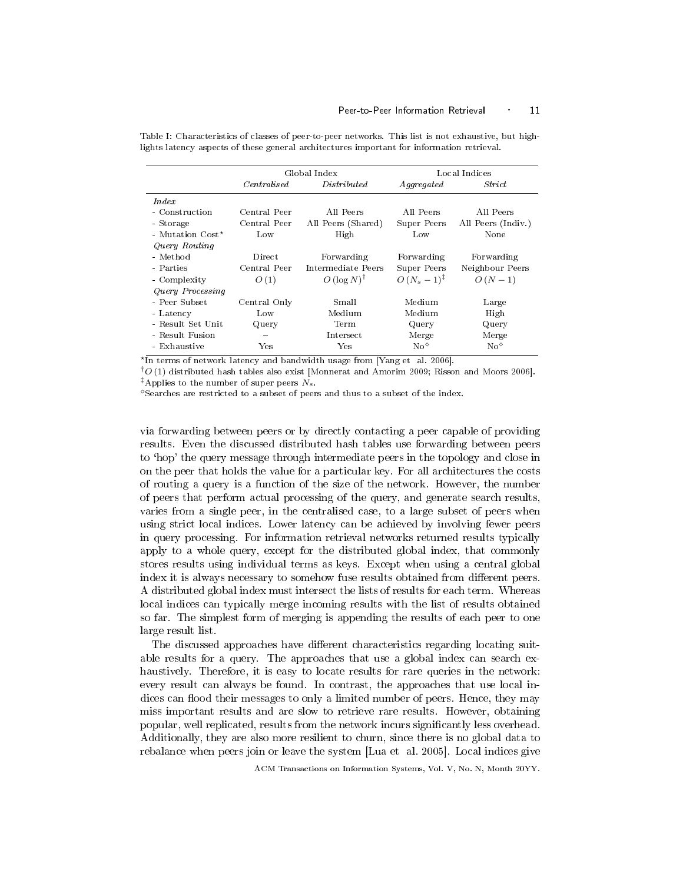Table I: Characteristics of classes of peer-to-peer networks. This list is not exhaustive, but highlights latency aspects of these general architectures important for information retrieval.

| | Global Index | | Local Indices | |
|---|---|---|---|---|
| | *Centralised* | *Distributed* | *Aggregated* | *Strict* |
| *Index* | | | | |
| - Construction | Central Peer | All Peers | All Peers | All Peers |
| - Storage | Central Peer | All Peers (Shared) | Super Peers | All Peers (Indiv.) |
| - Mutation Cost* | Low | High | Low | None |
| *Query Routing* | | | | |
| - Method | Direct | Forwarding | Forwarding | Forwarding |
| - Parties | Central Peer | Intermediate Peers | Super Peers | Neighbour Peers |
| - Complexity | $O(1)$ | $O(\log N)^{\dagger}$ | $O(N_s - 1)^{\ddagger}$ | $O(N - 1)$ |
| *Query Processing* | | | | |
| - Peer Subset | Central Only | Small | Medium | Large |
| - Latency | Low | Medium | Medium | High |
| - Result Set Unit | Query | Term | Query | Query |
| - Result Fusion | – | Intersect | Merge | Merge |
| - Exhaustive | Yes | Yes | No$^{\diamond}$ | No$^{\diamond}$ |

*In terms of network latency and bandwidth usage from [Yang et al. 2006].
$^{\dagger}O(1)$ distributed hash tables also exist [Monnerat and Amorim 2009; Risson and Moors 2006].
$^{\ddagger}$Applies to the number of super peers $N_s$.
$^{\diamond}$Searches are restricted to a subset of peers and thus to a subset of the index.

via forwarding between peers or by directly contacting a peer capable of providing results. Even the discussed distributed hash tables use forwarding between peers to 'hop' the query message through intermediate peers in the topology and close in on the peer that holds the value for a particular key. For all architectures the costs of routing a query is a function of the size of the network. However, the number of peers that perform actual processing of the query, and generate search results, varies from a single peer, in the centralised case, to a large subset of peers when using strict local indices. Lower latency can be achieved by involving fewer peers in query processing. For information retrieval networks returned results typically apply to a whole query, except for the distributed global index, that commonly stores results using individual terms as keys. Except when using a central global index it is always necessary to somehow fuse results obtained from different peers. A distributed global index must intersect the lists of results for each term. Whereas local indices can typically merge incoming results with the list of results obtained so far. The simplest form of merging is appending the results of each peer to one large result list.

The discussed approaches have different characteristics regarding locating suitable results for a query. The approaches that use a global index can search exhaustively. Therefore, it is easy to locate results for rare queries in the network: every result can always be found. In contrast, the approaches that use local indices can flood their messages to only a limited number of peers. Hence, they may miss important results and are slow to retrieve rare results. However, obtaining popular, well replicated, results from the network incurs significantly less overhead. Additionally, they are also more resilient to churn, since there is no global data to rebalance when peers join or leave the system [Lua et al. 2005]. Local indices give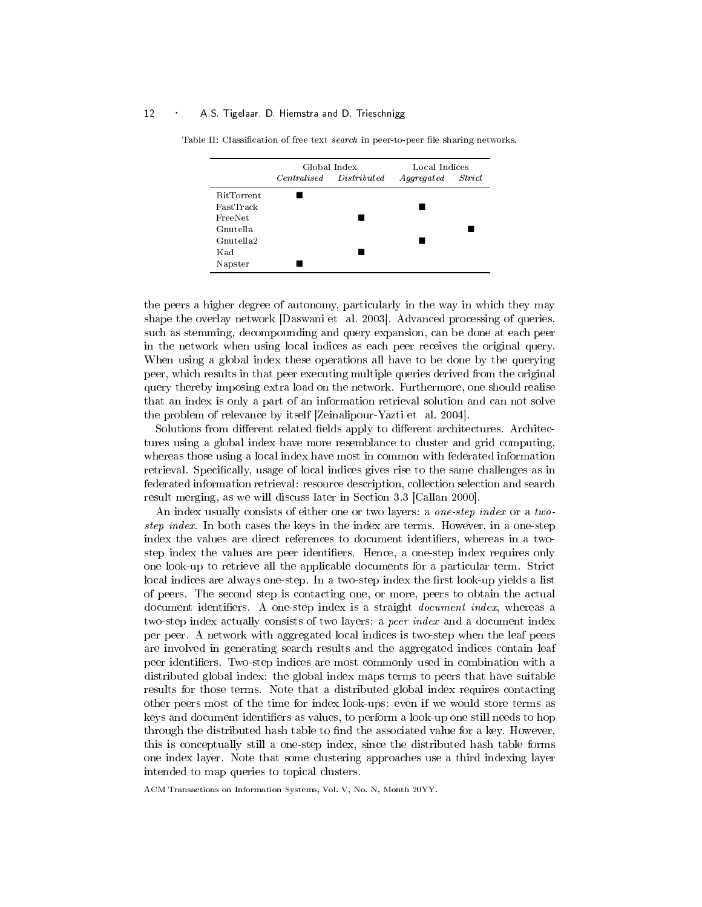Table II: Classification of free text *search* in peer-to-peer file sharing networks.

| | Global Index | | Local Indices | |
|---|---|---|---|---|
| | *Centralised* | *Distributed* | *Aggregated* | *Strict* |
| BitTorrent | ■ | | | |
| FastTrack | | | ■ | |
| FreeNet | | ■ | | |
| Gnutella | | | | ■ |
| Gnutella2 | | | ■ | |
| Kad | | ■ | | |
| Napster | ■ | | | |

the peers a higher degree of autonomy, particularly in the way in which they may shape the overlay network [Daswani et al. 2003]. Advanced processing of queries, such as stemming, decompounding and query expansion, can be done at each peer in the network when using local indices as each peer receives the original query. When using a global index these operations all have to be done by the querying peer, which results in that peer executing multiple queries derived from the original query thereby imposing extra load on the network. Furthermore, one should realise that an index is only a part of an information retrieval solution and can not solve the problem of relevance by itself [Zeinalipour-Yazti et al. 2004].

Solutions from different related fields apply to different architectures. Architectures using a global index have more resemblance to cluster and grid computing, whereas those using a local index have most in common with federated information retrieval. Specifically, usage of local indices gives rise to the same challenges as in federated information retrieval: resource description, collection selection and search result merging, as we will discuss later in Section 3.3 [Callan 2000].

An index usually consists of either one or two layers: a *one-step index* or a *two-step index*. In both cases the keys in the index are terms. However, in a one-step index the values are direct references to document identifiers, whereas in a two-step index the values are peer identifiers. Hence, a one-step index requires only one look-up to retrieve all the applicable documents for a particular term. Strict local indices are always one-step. In a two-step index the first look-up yields a list of peers. The second step is contacting one, or more, peers to obtain the actual document identifiers. A one-step index is a straight *document index*, whereas a two-step index actually consists of two layers: a *peer index* and a document index per peer. A network with aggregated local indices is two-step when the leaf peers are involved in generating search results and the aggregated indices contain leaf peer identifiers. Two-step indices are most commonly used in combination with a distributed global index: the global index maps terms to peers that have suitable results for those terms. Note that a distributed global index requires contacting other peers most of the time for index look-ups: even if we would store terms as keys and document identifiers as values, to perform a look-up one still needs to hop through the distributed hash table to find the associated value for a key. However, this is conceptually still a one-step index, since the distributed hash table forms one index layer. Note that some clustering approaches use a third indexing layer intended to map queries to topical clusters.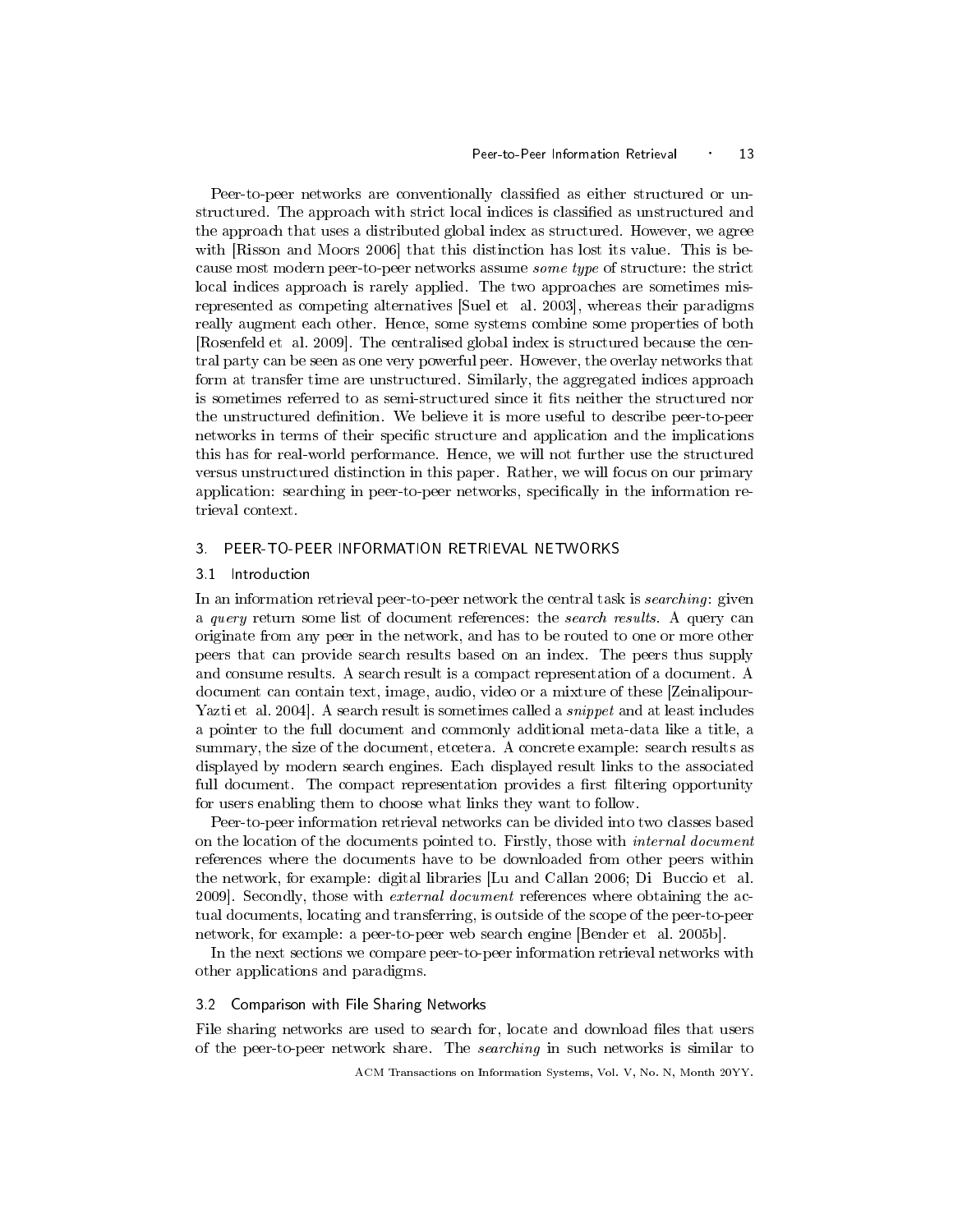Peer-to-peer networks are conventionally classified as either structured or unstructured. The approach with strict local indices is classified as unstructured and the approach that uses a distributed global index as structured. However, we agree with [Risson and Moors 2006] that this distinction has lost its value. This is because most modern peer-to-peer networks assume *some type* of structure: the strict local indices approach is rarely applied. The two approaches are sometimes misrepresented as competing alternatives [Suel et al. 2003], whereas their paradigms really augment each other. Hence, some systems combine some properties of both [Rosenfeld et al. 2009]. The centralised global index is structured because the central party can be seen as one very powerful peer. However, the overlay networks that form at transfer time are unstructured. Similarly, the aggregated indices approach is sometimes referred to as semi-structured since it fits neither the structured nor the unstructured definition. We believe it is more useful to describe peer-to-peer networks in terms of their specific structure and application and the implications this has for real-world performance. Hence, we will not further use the structured versus unstructured distinction in this paper. Rather, we will focus on our primary application: searching in peer-to-peer networks, specifically in the information retrieval context.

## 3. PEER-TO-PEER INFORMATION RETRIEVAL NETWORKS

### 3.1 Introduction

In an information retrieval peer-to-peer network the central task is *searching*: given a *query* return some list of document references: the *search results*. A query can originate from any peer in the network, and has to be routed to one or more other peers that can provide search results based on an index. The peers thus supply and consume results. A search result is a compact representation of a document. A document can contain text, image, audio, video or a mixture of these [Zeinalipour-Yazti et al. 2004]. A search result is sometimes called a *snippet* and at least includes a pointer to the full document and commonly additional meta-data like a title, a summary, the size of the document, etcetera. A concrete example: search results as displayed by modern search engines. Each displayed result links to the associated full document. The compact representation provides a first filtering opportunity for users enabling them to choose what links they want to follow.

Peer-to-peer information retrieval networks can be divided into two classes based on the location of the documents pointed to. Firstly, those with *internal document* references where the documents have to be downloaded from other peers within the network, for example: digital libraries [Lu and Callan 2006; Di Buccio et al. 2009]. Secondly, those with *external document* references where obtaining the actual documents, locating and transferring, is outside of the scope of the peer-to-peer network, for example: a peer-to-peer web search engine [Bender et al. 2005b].

In the next sections we compare peer-to-peer information retrieval networks with other applications and paradigms.

### 3.2 Comparison with File Sharing Networks

File sharing networks are used to search for, locate and download files that users of the peer-to-peer network share. The *searching* in such networks is similar to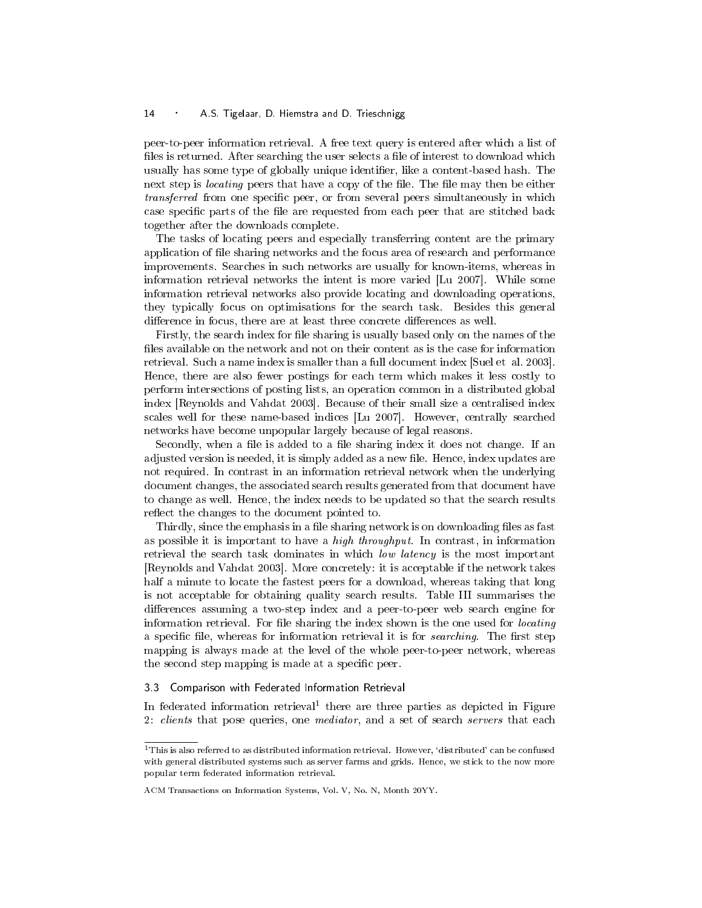peer-to-peer information retrieval. A free text query is entered after which a list of files is returned. After searching the user selects a file of interest to download which usually has some type of globally unique identifier, like a content-based hash. The next step is *locating* peers that have a copy of the file. The file may then be either *transferred* from one specific peer, or from several peers simultaneously in which case specific parts of the file are requested from each peer that are stitched back together after the downloads complete.

The tasks of locating peers and especially transferring content are the primary application of file sharing networks and the focus area of research and performance improvements. Searches in such networks are usually for known-items, whereas in information retrieval networks the intent is more varied [Lu 2007]. While some information retrieval networks also provide locating and downloading operations, they typically focus on optimisations for the search task. Besides this general difference in focus, there are at least three concrete differences as well.

Firstly, the search index for file sharing is usually based only on the names of the files available on the network and not on their content as is the case for information retrieval. Such a name index is smaller than a full document index [Suel et al. 2003]. Hence, there are also fewer postings for each term which makes it less costly to perform intersections of posting lists, an operation common in a distributed global index [Reynolds and Vahdat 2003]. Because of their small size a centralised index scales well for these name-based indices [Lu 2007]. However, centrally searched networks have become unpopular largely because of legal reasons.

Secondly, when a file is added to a file sharing index it does not change. If an adjusted version is needed, it is simply added as a new file. Hence, index updates are not required. In contrast in an information retrieval network when the underlying document changes, the associated search results generated from that document have to change as well. Hence, the index needs to be updated so that the search results reflect the changes to the document pointed to.

Thirdly, since the emphasis in a file sharing network is on downloading files as fast as possible it is important to have a *high throughput*. In contrast, in information retrieval the search task dominates in which *low latency* is the most important [Reynolds and Vahdat 2003]. More concretely: it is acceptable if the network takes half a minute to locate the fastest peers for a download, whereas taking that long is not acceptable for obtaining quality search results. Table III summarises the differences assuming a two-step index and a peer-to-peer web search engine for information retrieval. For file sharing the index shown is the one used for *locating* a specific file, whereas for information retrieval it is for *searching*. The first step mapping is always made at the level of the whole peer-to-peer network, whereas the second step mapping is made at a specific peer.

### 3.3 Comparison with Federated Information Retrieval

In federated information retrieval[1] there are three parties as depicted in Figure 2: *clients* that pose queries, one *mediator*, and a set of search *servers* that each

[1] This is also referred to as distributed information retrieval. However, 'distributed' can be confused with general distributed systems such as server farms and grids. Hence, we stick to the now more popular term federated information retrieval.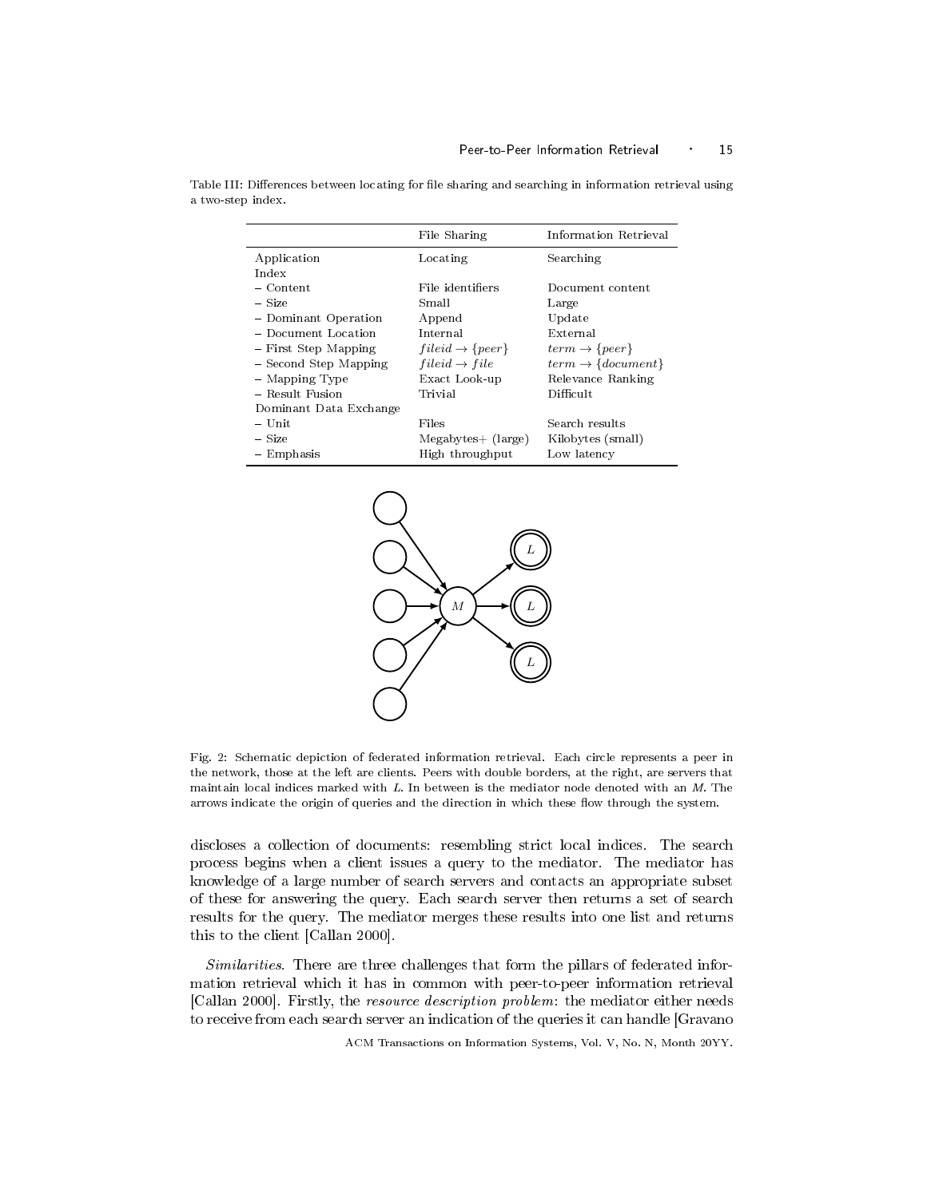Table III: Differences between locating for file sharing and searching in information retrieval using a two-step index.

| | File Sharing | Information Retrieval |
|---|---|---|
| Application | Locating | Searching |
| Index | | |
| – Content | File identifiers | Document content |
| – Size | Small | Large |
| – Dominant Operation | Append | Update |
| – Document Location | Internal | External |
| – First Step Mapping | $fileid \rightarrow \{peer\}$ | $term \rightarrow \{peer\}$ |
| – Second Step Mapping | $fileid \rightarrow file$ | $term \rightarrow \{document\}$ |
| – Mapping Type | Exact Look-up | Relevance Ranking |
| – Result Fusion | Trivial | Difficult |
| Dominant Data Exchange | | |
| – Unit | Files | Search results |
| – Size | Megabytes+ (large) | Kilobytes (small) |
| – Emphasis | High throughput | Low latency |

Fig. 2: Schematic depiction of federated information retrieval. Each circle represents a peer in the network, those at the left are clients. Peers with double borders, at the right, are servers that maintain local indices marked with $L$. In between is the mediator node denoted with an $M$. The arrows indicate the origin of queries and the direction in which these flow through the system.

discloses a collection of documents: resembling strict local indices. The search process begins when a client issues a query to the mediator. The mediator has knowledge of a large number of search servers and contacts an appropriate subset of these for answering the query. Each search server then returns a set of search results for the query. The mediator merges these results into one list and returns this to the client [Callan 2000].

*Similarities*. There are three challenges that form the pillars of federated information retrieval which it has in common with peer-to-peer information retrieval [Callan 2000]. Firstly, the *resource description problem*: the mediator either needs to receive from each search server an indication of the queries it can handle [Gravano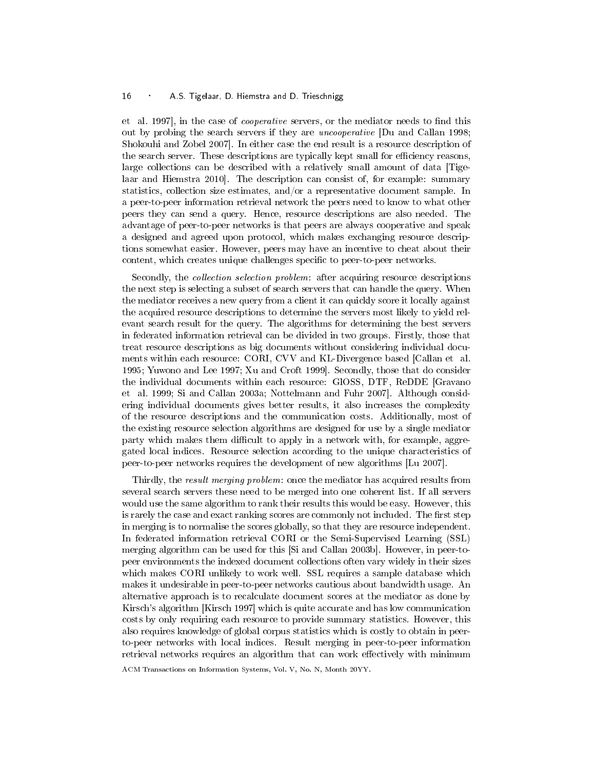et al. 1997], in the case of *cooperative* servers, or the mediator needs to find this out by probing the search servers if they are *uncooperative* [Du and Callan 1998; Shokouhi and Zobel 2007]. In either case the end result is a resource description of the search server. These descriptions are typically kept small for efficiency reasons, large collections can be described with a relatively small amount of data [Tigelaar and Hiemstra 2010]. The description can consist of, for example: summary statistics, collection size estimates, and/or a representative document sample. In a peer-to-peer information retrieval network the peers need to know to what other peers they can send a query. Hence, resource descriptions are also needed. The advantage of peer-to-peer networks is that peers are always cooperative and speak a designed and agreed upon protocol, which makes exchanging resource descriptions somewhat easier. However, peers may have an incentive to cheat about their content, which creates unique challenges specific to peer-to-peer networks.

Secondly, the *collection selection problem*: after acquiring resource descriptions the next step is selecting a subset of search servers that can handle the query. When the mediator receives a new query from a client it can quickly score it locally against the acquired resource descriptions to determine the servers most likely to yield relevant search result for the query. The algorithms for determining the best servers in federated information retrieval can be divided in two groups. Firstly, those that treat resource descriptions as big documents without considering individual documents within each resource: CORI, CVV and KL-Divergence based [Callan et al. 1995; Yuwono and Lee 1997; Xu and Croft 1999]. Secondly, those that do consider the individual documents within each resource: GlOSS, DTF, ReDDE [Gravano et al. 1999; Si and Callan 2003a; Nottelmann and Fuhr 2007]. Although considering individual documents gives better results, it also increases the complexity of the resource descriptions and the communication costs. Additionally, most of the existing resource selection algorithms are designed for use by a single mediator party which makes them difficult to apply in a network with, for example, aggregated local indices. Resource selection according to the unique characteristics of peer-to-peer networks requires the development of new algorithms [Lu 2007].

Thirdly, the *result merging problem*: once the mediator has acquired results from several search servers these need to be merged into one coherent list. If all servers would use the same algorithm to rank their results this would be easy. However, this is rarely the case and exact ranking scores are commonly not included. The first step in merging is to normalise the scores globally, so that they are resource independent. In federated information retrieval CORI or the Semi-Supervised Learning (SSL) merging algorithm can be used for this [Si and Callan 2003b]. However, in peer-to-peer environments the indexed document collections often vary widely in their sizes which makes CORI unlikely to work well. SSL requires a sample database which makes it undesirable in peer-to-peer networks cautious about bandwidth usage. An alternative approach is to recalculate document scores at the mediator as done by Kirsch's algorithm [Kirsch 1997] which is quite accurate and has low communication costs by only requiring each resource to provide summary statistics. However, this also requires knowledge of global corpus statistics which is costly to obtain in peer-to-peer networks with local indices. Result merging in peer-to-peer information retrieval networks requires an algorithm that can work effectively with minimum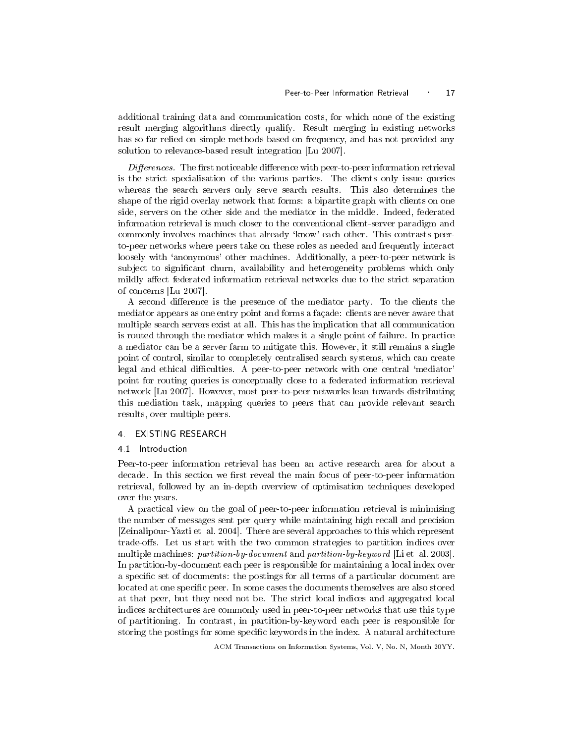additional training data and communication costs, for which none of the existing result merging algorithms directly qualify. Result merging in existing networks has so far relied on simple methods based on frequency, and has not provided any solution to relevance-based result integration [Lu 2007].

*Differences.* The first noticeable difference with peer-to-peer information retrieval is the strict specialisation of the various parties. The clients only issue queries whereas the search servers only serve search results. This also determines the shape of the rigid overlay network that forms: a bipartite graph with clients on one side, servers on the other side and the mediator in the middle. Indeed, federated information retrieval is much closer to the conventional client-server paradigm and commonly involves machines that already 'know' each other. This contrasts peer-to-peer networks where peers take on these roles as needed and frequently interact loosely with 'anonymous' other machines. Additionally, a peer-to-peer network is subject to significant churn, availability and heterogeneity problems which only mildly affect federated information retrieval networks due to the strict separation of concerns [Lu 2007].

A second difference is the presence of the mediator party. To the clients the mediator appears as one entry point and forms a façade: clients are never aware that multiple search servers exist at all. This has the implication that all communication is routed through the mediator which makes it a single point of failure. In practice a mediator can be a server farm to mitigate this. However, it still remains a single point of control, similar to completely centralised search systems, which can create legal and ethical difficulties. A peer-to-peer network with one central 'mediator' point for routing queries is conceptually close to a federated information retrieval network [Lu 2007]. However, most peer-to-peer networks lean towards distributing this mediation task, mapping queries to peers that can provide relevant search results, over multiple peers.

## 4. EXISTING RESEARCH

### 4.1 Introduction

Peer-to-peer information retrieval has been an active research area for about a decade. In this section we first reveal the main focus of peer-to-peer information retrieval, followed by an in-depth overview of optimisation techniques developed over the years.

A practical view on the goal of peer-to-peer information retrieval is minimising the number of messages sent per query while maintaining high recall and precision [Zeinalipour-Yazti et al. 2004]. There are several approaches to this which represent trade-offs. Let us start with the two common strategies to partition indices over multiple machines: *partition-by-document* and *partition-by-keyword* [Li et al. 2003]. In partition-by-document each peer is responsible for maintaining a local index over a specific set of documents: the postings for all terms of a particular document are located at one specific peer. In some cases the documents themselves are also stored at that peer, but they need not be. The strict local indices and aggregated local indices architectures are commonly used in peer-to-peer networks that use this type of partitioning. In contrast, in partition-by-keyword each peer is responsible for storing the postings for some specific keywords in the index. A natural architecture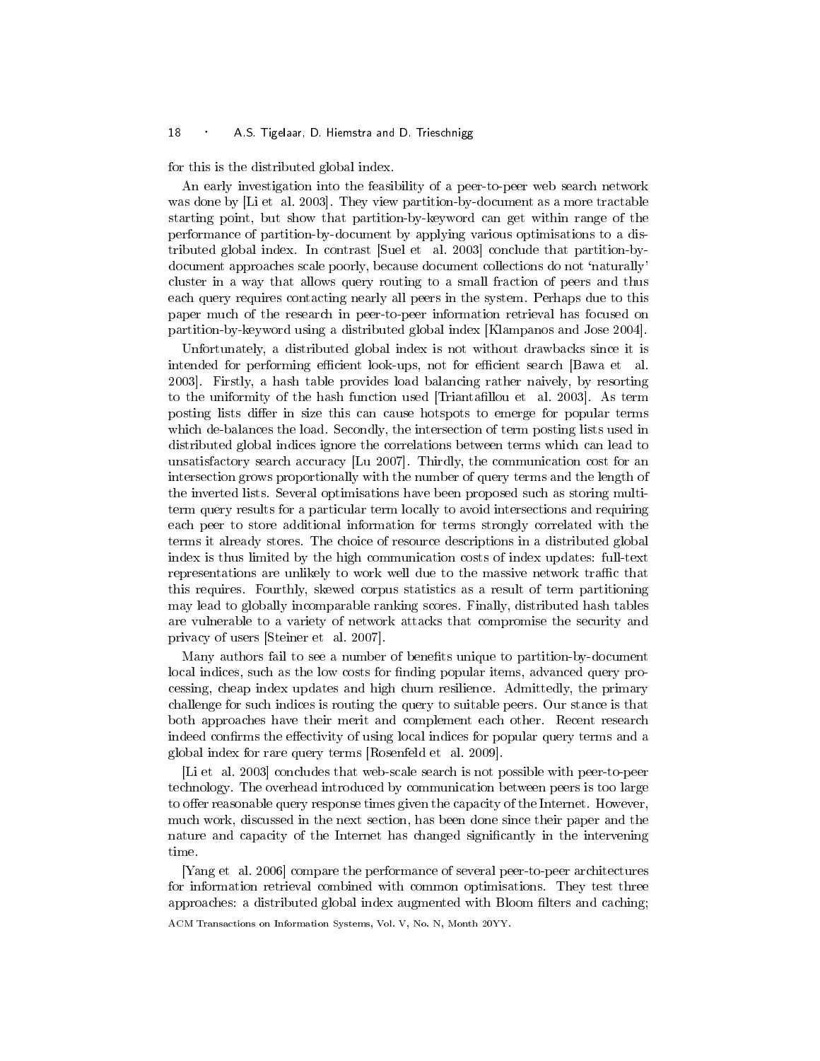for this is the distributed global index.

An early investigation into the feasibility of a peer-to-peer web search network was done by [Li et al. 2003]. They view partition-by-document as a more tractable starting point, but show that partition-by-keyword can get within range of the performance of partition-by-document by applying various optimisations to a distributed global index. In contrast [Suel et al. 2003] conclude that partition-by-document approaches scale poorly, because document collections do not 'naturally' cluster in a way that allows query routing to a small fraction of peers and thus each query requires contacting nearly all peers in the system. Perhaps due to this paper much of the research in peer-to-peer information retrieval has focused on partition-by-keyword using a distributed global index [Klampanos and Jose 2004].

Unfortunately, a distributed global index is not without drawbacks since it is intended for performing efficient look-ups, not for efficient search [Bawa et al. 2003]. Firstly, a hash table provides load balancing rather naively, by resorting to the uniformity of the hash function used [Triantafillou et al. 2003]. As term posting lists differ in size this can cause hotspots to emerge for popular terms which de-balances the load. Secondly, the intersection of term posting lists used in distributed global indices ignore the correlations between terms which can lead to unsatisfactory search accuracy [Lu 2007]. Thirdly, the communication cost for an intersection grows proportionally with the number of query terms and the length of the inverted lists. Several optimisations have been proposed such as storing multi-term query results for a particular term locally to avoid intersections and requiring each peer to store additional information for terms strongly correlated with the terms it already stores. The choice of resource descriptions in a distributed global index is thus limited by the high communication costs of index updates: full-text representations are unlikely to work well due to the massive network traffic that this requires. Fourthly, skewed corpus statistics as a result of term partitioning may lead to globally incomparable ranking scores. Finally, distributed hash tables are vulnerable to a variety of network attacks that compromise the security and privacy of users [Steiner et al. 2007].

Many authors fail to see a number of benefits unique to partition-by-document local indices, such as the low costs for finding popular items, advanced query processing, cheap index updates and high churn resilience. Admittedly, the primary challenge for such indices is routing the query to suitable peers. Our stance is that both approaches have their merit and complement each other. Recent research indeed confirms the effectivity of using local indices for popular query terms and a global index for rare query terms [Rosenfeld et al. 2009].

[Li et al. 2003] concludes that web-scale search is not possible with peer-to-peer technology. The overhead introduced by communication between peers is too large to offer reasonable query response times given the capacity of the Internet. However, much work, discussed in the next section, has been done since their paper and the nature and capacity of the Internet has changed significantly in the intervening time.

[Yang et al. 2006] compare the performance of several peer-to-peer architectures for information retrieval combined with common optimisations. They test three approaches: a distributed global index augmented with Bloom filters and caching;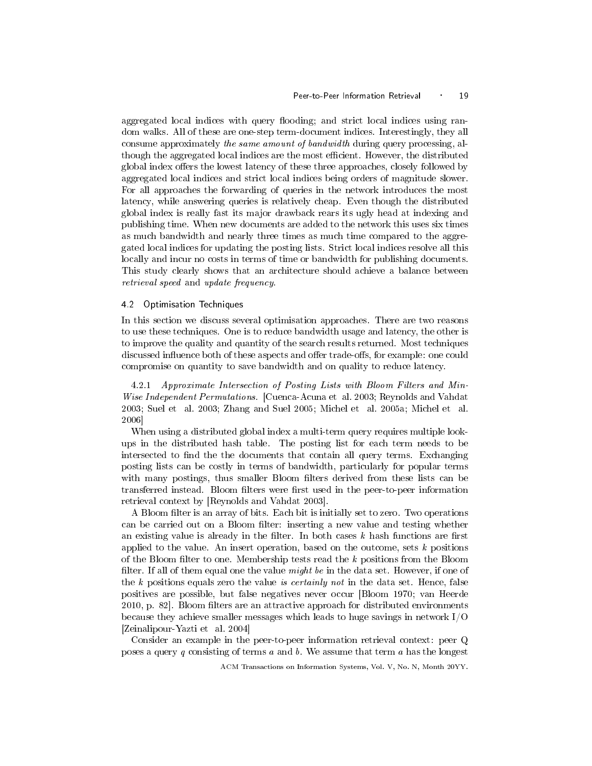aggregated local indices with query flooding; and strict local indices using random walks. All of these are one-step term-document indices. Interestingly, they all consume approximately *the same amount of bandwidth* during query processing, although the aggregated local indices are the most efficient. However, the distributed global index offers the lowest latency of these three approaches, closely followed by aggregated local indices and strict local indices being orders of magnitude slower. For all approaches the forwarding of queries in the network introduces the most latency, while answering queries is relatively cheap. Even though the distributed global index is really fast its major drawback rears its ugly head at indexing and publishing time. When new documents are added to the network this uses six times as much bandwidth and nearly three times as much time compared to the aggregated local indices for updating the posting lists. Strict local indices resolve all this locally and incur no costs in terms of time or bandwidth for publishing documents. This study clearly shows that an architecture should achieve a balance between *retrieval speed* and *update frequency*.

### 4.2 Optimisation Techniques

In this section we discuss several optimisation approaches. There are two reasons to use these techniques. One is to reduce bandwidth usage and latency, the other is to improve the quality and quantity of the search results returned. Most techniques discussed influence both of these aspects and offer trade-offs, for example: one could compromise on quantity to save bandwidth and on quality to reduce latency.

4.2.1 *Approximate Intersection of Posting Lists with Bloom Filters and Min-Wise Independent Permutations.* [Cuenca-Acuna et al. 2003; Reynolds and Vahdat 2003; Suel et al. 2003; Zhang and Suel 2005; Michel et al. 2005a; Michel et al. 2006]

When using a distributed global index a multi-term query requires multiple lookups in the distributed hash table. The posting list for each term needs to be intersected to find the the documents that contain all query terms. Exchanging posting lists can be costly in terms of bandwidth, particularly for popular terms with many postings, thus smaller Bloom filters derived from these lists can be transferred instead. Bloom filters were first used in the peer-to-peer information retrieval context by [Reynolds and Vahdat 2003].

A Bloom filter is an array of bits. Each bit is initially set to zero. Two operations can be carried out on a Bloom filter: inserting a new value and testing whether an existing value is already in the filter. In both cases $k$ hash functions are first applied to the value. An insert operation, based on the outcome, sets $k$ positions of the Bloom filter to one. Membership tests read the $k$ positions from the Bloom filter. If all of them equal one the value *might be* in the data set. However, if one of the $k$ positions equals zero the value *is certainly not* in the data set. Hence, false positives are possible, but false negatives never occur [Bloom 1970; van Heerde 2010, p. 82]. Bloom filters are an attractive approach for distributed environments because they achieve smaller messages which leads to huge savings in network I/O [Zeinalipour-Yazti et al. 2004]

Consider an example in the peer-to-peer information retrieval context: peer Q poses a query $q$ consisting of terms $a$ and $b$. We assume that term $a$ has the longest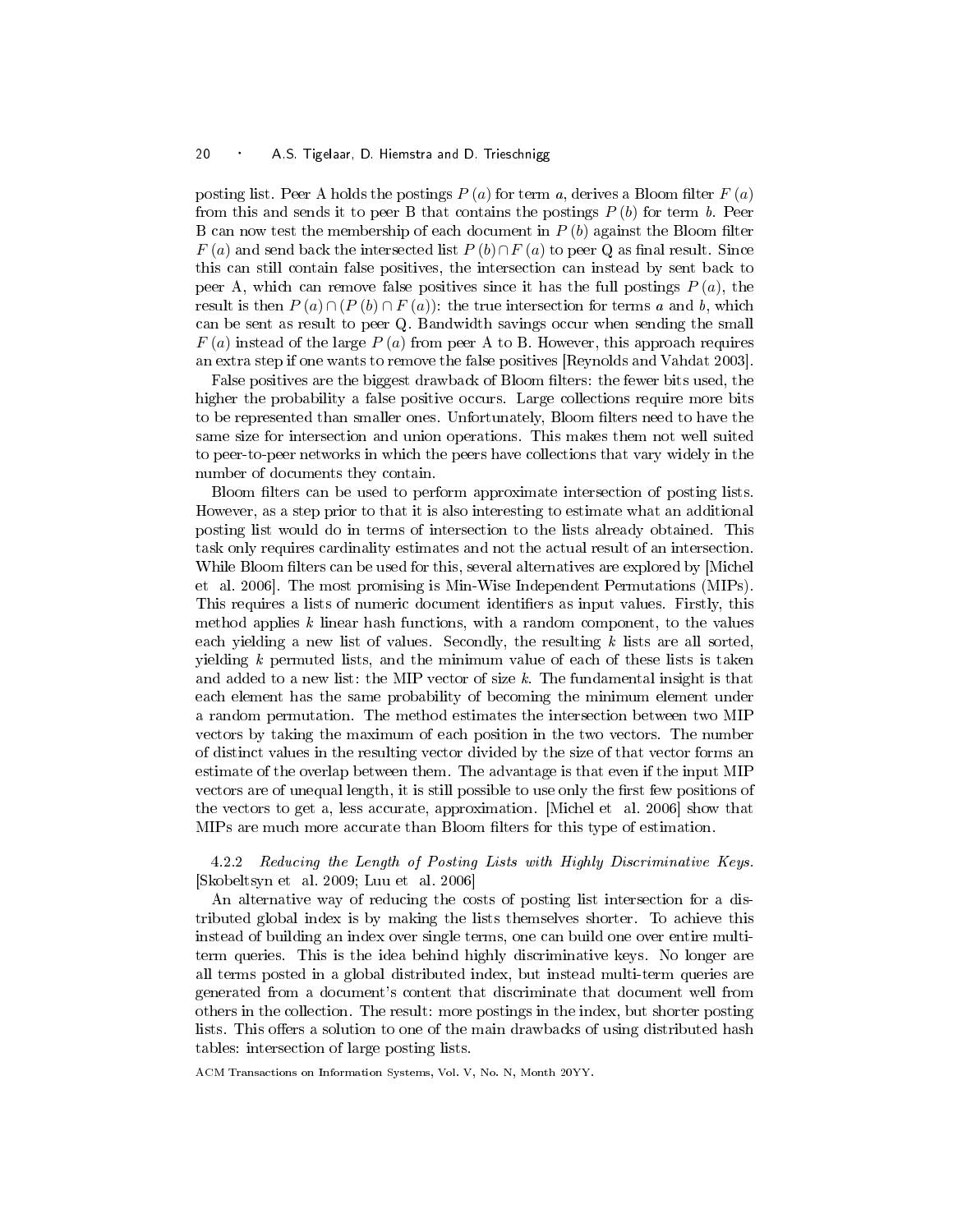posting list. Peer A holds the postings $P(a)$ for term $a$, derives a Bloom filter $F(a)$ from this and sends it to peer B that contains the postings $P(b)$ for term $b$. Peer B can now test the membership of each document in $P(b)$ against the Bloom filter $F(a)$ and send back the intersected list $P(b) \cap F(a)$ to peer Q as final result. Since this can still contain false positives, the intersection can instead by sent back to peer A, which can remove false positives since it has the full postings $P(a)$, the result is then $P(a) \cap (P(b) \cap F(a))$: the true intersection for terms $a$ and $b$, which can be sent as result to peer Q. Bandwidth savings occur when sending the small $F(a)$ instead of the large $P(a)$ from peer A to B. However, this approach requires an extra step if one wants to remove the false positives [Reynolds and Vahdat 2003].

False positives are the biggest drawback of Bloom filters: the fewer bits used, the higher the probability a false positive occurs. Large collections require more bits to be represented than smaller ones. Unfortunately, Bloom filters need to have the same size for intersection and union operations. This makes them not well suited to peer-to-peer networks in which the peers have collections that vary widely in the number of documents they contain.

Bloom filters can be used to perform approximate intersection of posting lists. However, as a step prior to that it is also interesting to estimate what an additional posting list would do in terms of intersection to the lists already obtained. This task only requires cardinality estimates and not the actual result of an intersection. While Bloom filters can be used for this, several alternatives are explored by [Michel et al. 2006]. The most promising is Min-Wise Independent Permutations (MIPs). This requires a lists of numeric document identifiers as input values. Firstly, this method applies $k$ linear hash functions, with a random component, to the values each yielding a new list of values. Secondly, the resulting $k$ lists are all sorted, yielding $k$ permuted lists, and the minimum value of each of these lists is taken and added to a new list: the MIP vector of size $k$. The fundamental insight is that each element has the same probability of becoming the minimum element under a random permutation. The method estimates the intersection between two MIP vectors by taking the maximum of each position in the two vectors. The number of distinct values in the resulting vector divided by the size of that vector forms an estimate of the overlap between them. The advantage is that even if the input MIP vectors are of unequal length, it is still possible to use only the first few positions of the vectors to get a, less accurate, approximation. [Michel et al. 2006] show that MIPs are much more accurate than Bloom filters for this type of estimation.

4.2.2 *Reducing the Length of Posting Lists with Highly Discriminative Keys.* [Skobeltsyn et al. 2009; Luu et al. 2006]

An alternative way of reducing the costs of posting list intersection for a distributed global index is by making the lists themselves shorter. To achieve this instead of building an index over single terms, one can build one over entire multi-term queries. This is the idea behind highly discriminative keys. No longer are all terms posted in a global distributed index, but instead multi-term queries are generated from a document's content that discriminate that document well from others in the collection. The result: more postings in the index, but shorter posting lists. This offers a solution to one of the main drawbacks of using distributed hash tables: intersection of large posting lists.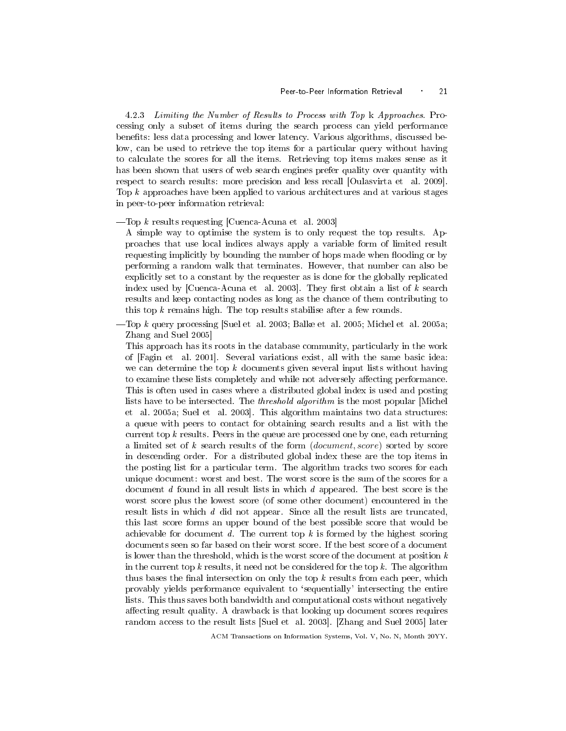4.2.3 *Limiting the Number of Results to Process with Top* k *Approaches.* Processing only a subset of items during the search process can yield performance benefits: less data processing and lower latency. Various algorithms, discussed below, can be used to retrieve the top items for a particular query without having to calculate the scores for all the items. Retrieving top items makes sense as it has been shown that users of web search engines prefer quality over quantity with respect to search results: more precision and less recall [Oulasvirta et al. 2009]. Top $k$ approaches have been applied to various architectures and at various stages in peer-to-peer information retrieval:

—Top $k$ results requesting [Cuenca-Acuna et al. 2003]
A simple way to optimise the system is to only request the top results. Approaches that use local indices always apply a variable form of limited result requesting implicitly by bounding the number of hops made when flooding or by performing a random walk that terminates. However, that number can also be explicitly set to a constant by the requester as is done for the globally replicated index used by [Cuenca-Acuna et al. 2003]. They first obtain a list of $k$ search results and keep contacting nodes as long as the chance of them contributing to this top $k$ remains high. The top results stabilise after a few rounds.

—Top $k$ query processing [Suel et al. 2003; Balke et al. 2005; Michel et al. 2005a; Zhang and Suel 2005]
This approach has its roots in the database community, particularly in the work of [Fagin et al. 2001]. Several variations exist, all with the same basic idea: we can determine the top $k$ documents given several input lists without having to examine these lists completely and while not adversely affecting performance. This is often used in cases where a distributed global index is used and posting lists have to be intersected. The *threshold algorithm* is the most popular [Michel et al. 2005a; Suel et al. 2003]. This algorithm maintains two data structures: a queue with peers to contact for obtaining search results and a list with the current top $k$ results. Peers in the queue are processed one by one, each returning a limited set of $k$ search results of the form $(document, score)$ sorted by score in descending order. For a distributed global index these are the top items in the posting list for a particular term. The algorithm tracks two scores for each unique document: worst and best. The worst score is the sum of the scores for a document $d$ found in all result lists in which $d$ appeared. The best score is the worst score plus the lowest score (of some other document) encountered in the result lists in which $d$ did not appear. Since all the result lists are truncated, this last score forms an upper bound of the best possible score that would be achievable for document $d$. The current top $k$ is formed by the highest scoring documents seen so far based on their worst score. If the best score of a document is lower than the threshold, which is the worst score of the document at position $k$ in the current top $k$ results, it need not be considered for the top $k$. The algorithm thus bases the final intersection on only the top $k$ results from each peer, which provably yields performance equivalent to 'sequentially' intersecting the entire lists. This thus saves both bandwidth and computational costs without negatively affecting result quality. A drawback is that looking up document scores requires random access to the result lists [Suel et al. 2003]. [Zhang and Suel 2005] later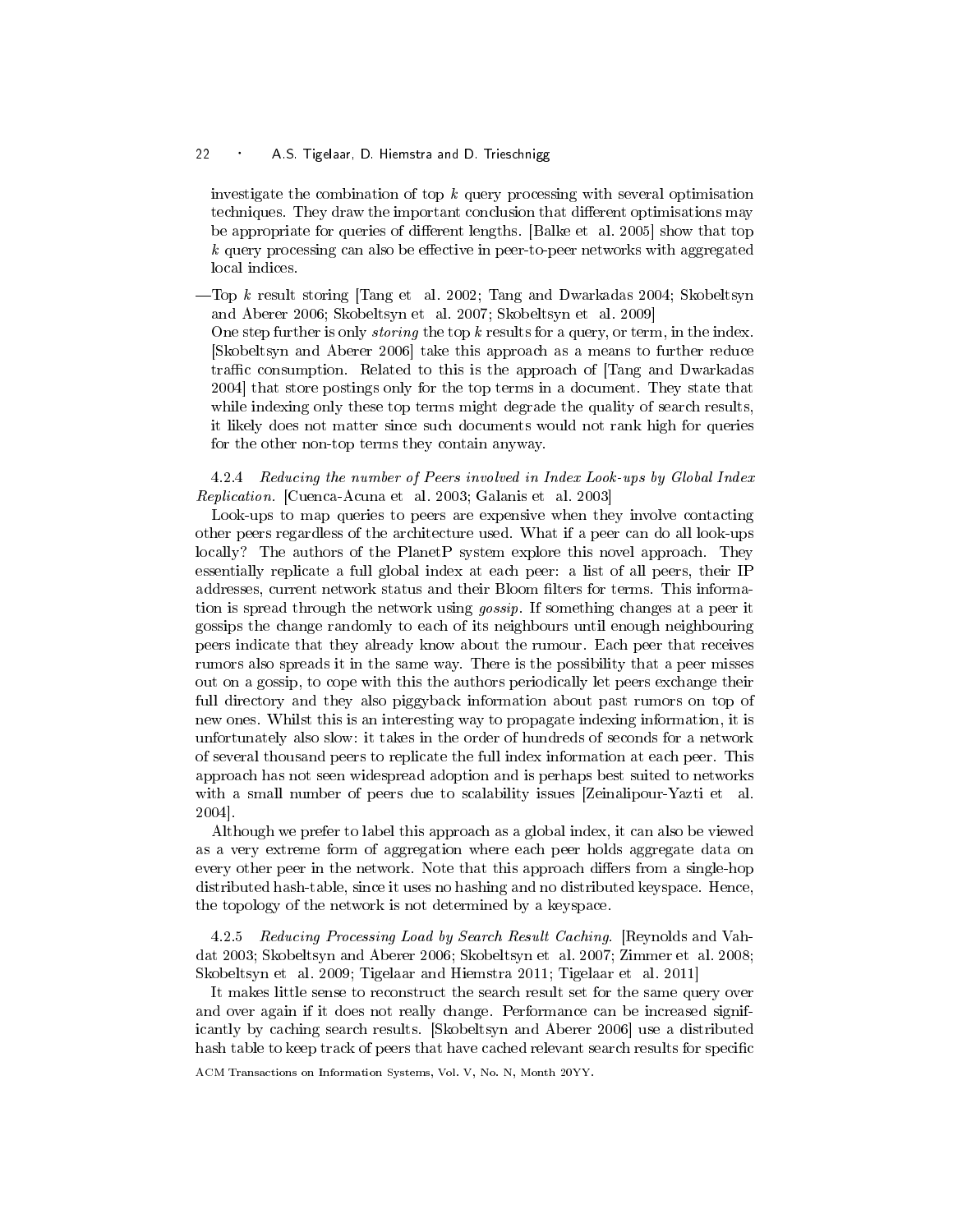investigate the combination of top $k$ query processing with several optimisation techniques. They draw the important conclusion that different optimisations may be appropriate for queries of different lengths. [Balke et al. 2005] show that top $k$ query processing can also be effective in peer-to-peer networks with aggregated local indices.

—Top $k$ result storing [Tang et al. 2002; Tang and Dwarkadas 2004; Skobeltsyn and Aberer 2006; Skobeltsyn et al. 2007; Skobeltsyn et al. 2009]
One step further is only *storing* the top $k$ results for a query, or term, in the index. [Skobeltsyn and Aberer 2006] take this approach as a means to further reduce traffic consumption. Related to this is the approach of [Tang and Dwarkadas 2004] that store postings only for the top terms in a document. They state that while indexing only these top terms might degrade the quality of search results, it likely does not matter since such documents would not rank high for queries for the other non-top terms they contain anyway.

#### 4.2.4 *Reducing the number of Peers involved in Index Look-ups by Global Index Replication.* [Cuenca-Acuna et al. 2003; Galanis et al. 2003]

Look-ups to map queries to peers are expensive when they involve contacting other peers regardless of the architecture used. What if a peer can do all look-ups locally? The authors of the PlanetP system explore this novel approach. They essentially replicate a full global index at each peer: a list of all peers, their IP addresses, current network status and their Bloom filters for terms. This information is spread through the network using *gossip*. If something changes at a peer it gossips the change randomly to each of its neighbours until enough neighbouring peers indicate that they already know about the rumour. Each peer that receives rumors also spreads it in the same way. There is the possibility that a peer misses out on a gossip, to cope with this the authors periodically let peers exchange their full directory and they also piggyback information about past rumors on top of new ones. Whilst this is an interesting way to propagate indexing information, it is unfortunately also slow: it takes in the order of hundreds of seconds for a network of several thousand peers to replicate the full index information at each peer. This approach has not seen widespread adoption and is perhaps best suited to networks with a small number of peers due to scalability issues [Zeinalipour-Yazti et al. 2004].

Although we prefer to label this approach as a global index, it can also be viewed as a very extreme form of aggregation where each peer holds aggregate data on every other peer in the network. Note that this approach differs from a single-hop distributed hash-table, since it uses no hashing and no distributed keyspace. Hence, the topology of the network is not determined by a keyspace.

#### 4.2.5 *Reducing Processing Load by Search Result Caching.* [Reynolds and Vahdat 2003; Skobeltsyn and Aberer 2006; Skobeltsyn et al. 2007; Zimmer et al. 2008; Skobeltsyn et al. 2009; Tigelaar and Hiemstra 2011; Tigelaar et al. 2011]

It makes little sense to reconstruct the search result set for the same query over and over again if it does not really change. Performance can be increased significantly by caching search results. [Skobeltsyn and Aberer 2006] use a distributed hash table to keep track of peers that have cached relevant search results for specific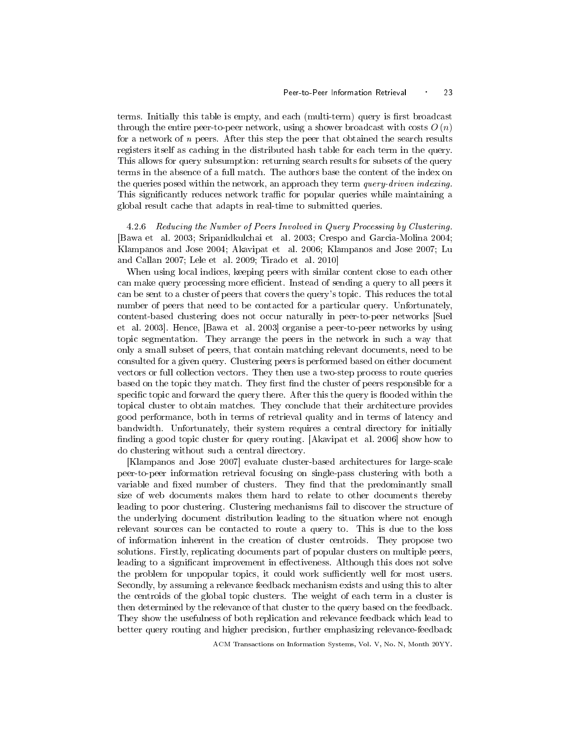terms. Initially this table is empty, and each (multi-term) query is first broadcast through the entire peer-to-peer network, using a shower broadcast with costs $O(n)$ for a network of $n$ peers. After this step the peer that obtained the search results registers itself as caching in the distributed hash table for each term in the query. This allows for query subsumption: returning search results for subsets of the query terms in the absence of a full match. The authors base the content of the index on the queries posed within the network, an approach they term *query-driven indexing*. This significantly reduces network traffic for popular queries while maintaining a global result cache that adapts in real-time to submitted queries.

4.2.6 *Reducing the Number of Peers Involved in Query Processing by Clustering.* [Bawa et al. 2003; Sripanidkulchai et al. 2003; Crespo and Garcia-Molina 2004; Klampanos and Jose 2004; Akavipat et al. 2006; Klampanos and Jose 2007; Lu and Callan 2007; Lele et al. 2009; Tirado et al. 2010]

When using local indices, keeping peers with similar content close to each other can make query processing more efficient. Instead of sending a query to all peers it can be sent to a cluster of peers that covers the query's topic. This reduces the total number of peers that need to be contacted for a particular query. Unfortunately, content-based clustering does not occur naturally in peer-to-peer networks [Suel et al. 2003]. Hence, [Bawa et al. 2003] organise a peer-to-peer networks by using topic segmentation. They arrange the peers in the network in such a way that only a small subset of peers, that contain matching relevant documents, need to be consulted for a given query. Clustering peers is performed based on either document vectors or full collection vectors. They then use a two-step process to route queries based on the topic they match. They first find the cluster of peers responsible for a specific topic and forward the query there. After this the query is flooded within the topical cluster to obtain matches. They conclude that their architecture provides good performance, both in terms of retrieval quality and in terms of latency and bandwidth. Unfortunately, their system requires a central directory for initially finding a good topic cluster for query routing. [Akavipat et al. 2006] show how to do clustering without such a central directory.

[Klampanos and Jose 2007] evaluate cluster-based architectures for large-scale peer-to-peer information retrieval focusing on single-pass clustering with both a variable and fixed number of clusters. They find that the predominantly small size of web documents makes them hard to relate to other documents thereby leading to poor clustering. Clustering mechanisms fail to discover the structure of the underlying document distribution leading to the situation where not enough relevant sources can be contacted to route a query to. This is due to the loss of information inherent in the creation of cluster centroids. They propose two solutions. Firstly, replicating documents part of popular clusters on multiple peers, leading to a significant improvement in effectiveness. Although this does not solve the problem for unpopular topics, it could work sufficiently well for most users. Secondly, by assuming a relevance feedback mechanism exists and using this to alter the centroids of the global topic clusters. The weight of each term in a cluster is then determined by the relevance of that cluster to the query based on the feedback. They show the usefulness of both replication and relevance feedback which lead to better query routing and higher precision, further emphasizing relevance-feedback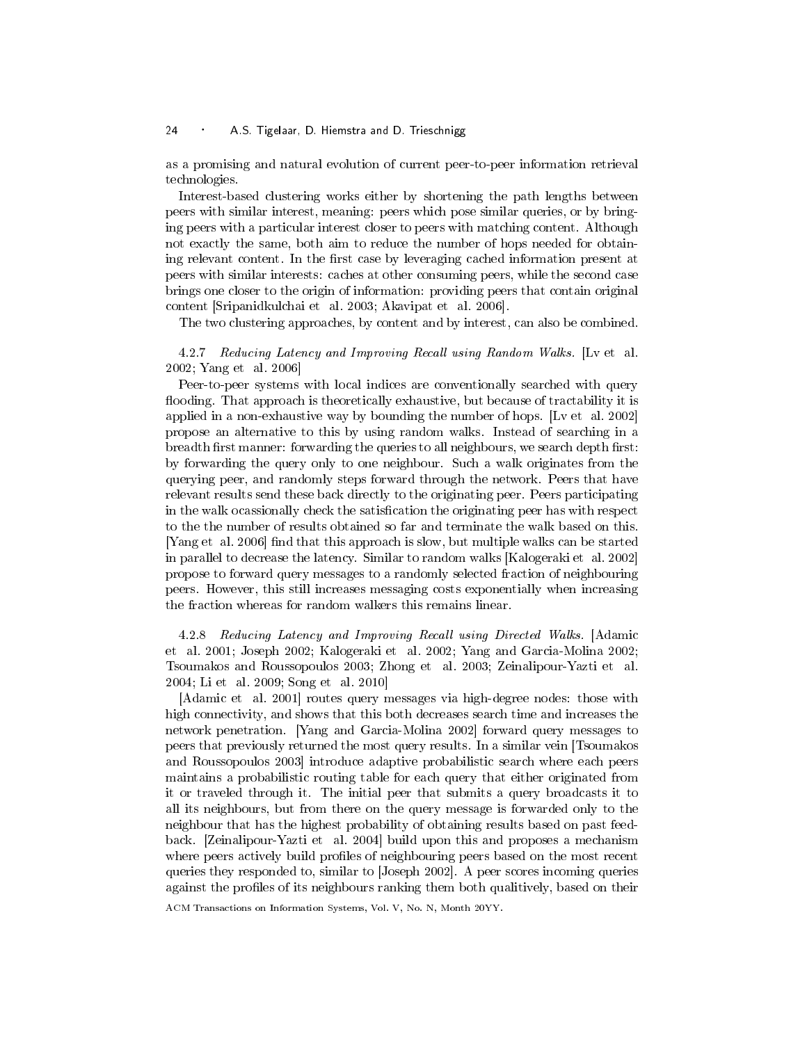as a promising and natural evolution of current peer-to-peer information retrieval technologies.

Interest-based clustering works either by shortening the path lengths between peers with similar interest, meaning: peers which pose similar queries, or by bringing peers with a particular interest closer to peers with matching content. Although not exactly the same, both aim to reduce the number of hops needed for obtaining relevant content. In the first case by leveraging cached information present at peers with similar interests: caches at other consuming peers, while the second case brings one closer to the origin of information: providing peers that contain original content [Sripanidkulchai et al. 2003; Akavipat et al. 2006].

The two clustering approaches, by content and by interest, can also be combined.

#### 4.2.7 *Reducing Latency and Improving Recall using Random Walks.* [Lv et al. 2002; Yang et al. 2006]

Peer-to-peer systems with local indices are conventionally searched with query flooding. That approach is theoretically exhaustive, but because of tractability it is applied in a non-exhaustive way by bounding the number of hops. [Lv et al. 2002] propose an alternative to this by using random walks. Instead of searching in a breadth first manner: forwarding the queries to all neighbours, we search depth first: by forwarding the query only to one neighbour. Such a walk originates from the querying peer, and randomly steps forward through the network. Peers that have relevant results send these back directly to the originating peer. Peers participating in the walk ocassionally check the satisfication the originating peer has with respect to the the number of results obtained so far and terminate the walk based on this. [Yang et al. 2006] find that this approach is slow, but multiple walks can be started in parallel to decrease the latency. Similar to random walks [Kalogeraki et al. 2002] propose to forward query messages to a randomly selected fraction of neighbouring peers. However, this still increases messaging costs exponentially when increasing the fraction whereas for random walkers this remains linear.

#### 4.2.8 *Reducing Latency and Improving Recall using Directed Walks.* [Adamic et al. 2001; Joseph 2002; Kalogeraki et al. 2002; Yang and Garcia-Molina 2002; Tsoumakos and Roussopoulos 2003; Zhong et al. 2003; Zeinalipour-Yazti et al. 2004; Li et al. 2009; Song et al. 2010]

[Adamic et al. 2001] routes query messages via high-degree nodes: those with high connectivity, and shows that this both decreases search time and increases the network penetration. [Yang and Garcia-Molina 2002] forward query messages to peers that previously returned the most query results. In a similar vein [Tsoumakos and Roussopoulos 2003] introduce adaptive probabilistic search where each peers maintains a probabilistic routing table for each query that either originated from it or traveled through it. The initial peer that submits a query broadcasts it to all its neighbours, but from there on the query message is forwarded only to the neighbour that has the highest probability of obtaining results based on past feedback. [Zeinalipour-Yazti et al. 2004] build upon this and proposes a mechanism where peers actively build profiles of neighbouring peers based on the most recent queries they responded to, similar to [Joseph 2002]. A peer scores incoming queries against the profiles of its neighbours ranking them both qualitively, based on their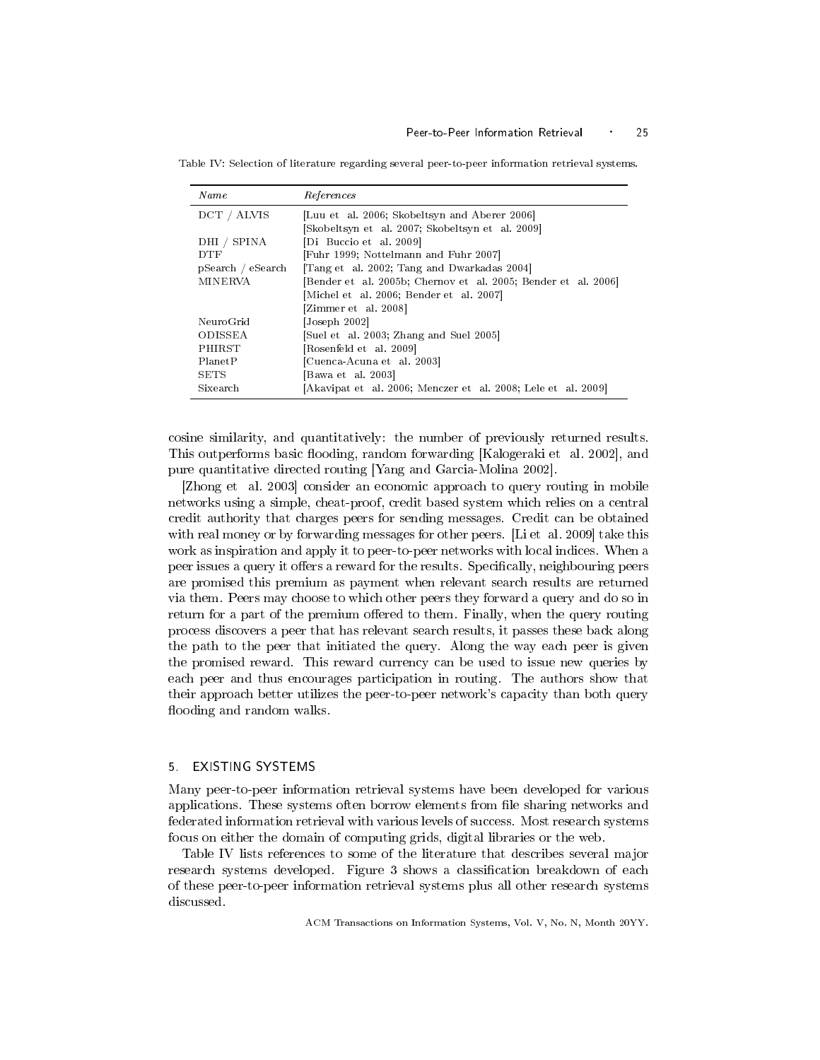Table IV: Selection of literature regarding several peer-to-peer information retrieval systems.

| *Name* | *References* |
|---|---|
| DCT / ALVIS | [Luu et al. 2006; Skobeltsyn and Aberer 2006] [Skobeltsyn et al. 2007; Skobeltsyn et al. 2009] |
| DHI / SPINA | [Di Buccio et al. 2009] |
| DTF | [Fuhr 1999; Nottelmann and Fuhr 2007] |
| pSearch / eSearch | [Tang et al. 2002; Tang and Dwarkadas 2004] |
| MINERVA | [Bender et al. 2005b; Chernov et al. 2005; Bender et al. 2006] [Michel et al. 2006; Bender et al. 2007] [Zimmer et al. 2008] |
| NeuroGrid | [Joseph 2002] |
| ODISSEA | [Suel et al. 2003; Zhang and Suel 2005] |
| PHIRST | [Rosenfeld et al. 2009] |
| PlanetP | [Cuenca-Acuna et al. 2003] |
| SETS | [Bawa et al. 2003] |
| Sixearch | [Akavipat et al. 2006; Menczer et al. 2008; Lele et al. 2009] |

cosine similarity, and quantitatively: the number of previously returned results. This outperforms basic flooding, random forwarding [Kalogeraki et al. 2002], and pure quantitative directed routing [Yang and Garcia-Molina 2002].

[Zhong et al. 2003] consider an economic approach to query routing in mobile networks using a simple, cheat-proof, credit based system which relies on a central credit authority that charges peers for sending messages. Credit can be obtained with real money or by forwarding messages for other peers. [Li et al. 2009] take this work as inspiration and apply it to peer-to-peer networks with local indices. When a peer issues a query it offers a reward for the results. Specifically, neighbouring peers are promised this premium as payment when relevant search results are returned via them. Peers may choose to which other peers they forward a query and do so in return for a part of the premium offered to them. Finally, when the query routing process discovers a peer that has relevant search results, it passes these back along the path to the peer that initiated the query. Along the way each peer is given the promised reward. This reward currency can be used to issue new queries by each peer and thus encourages participation in routing. The authors show that their approach better utilizes the peer-to-peer network's capacity than both query flooding and random walks.

## 5. EXISTING SYSTEMS

Many peer-to-peer information retrieval systems have been developed for various applications. These systems often borrow elements from file sharing networks and federated information retrieval with various levels of success. Most research systems focus on either the domain of computing grids, digital libraries or the web.

Table IV lists references to some of the literature that describes several major research systems developed. Figure 3 shows a classification breakdown of each of these peer-to-peer information retrieval systems plus all other research systems discussed.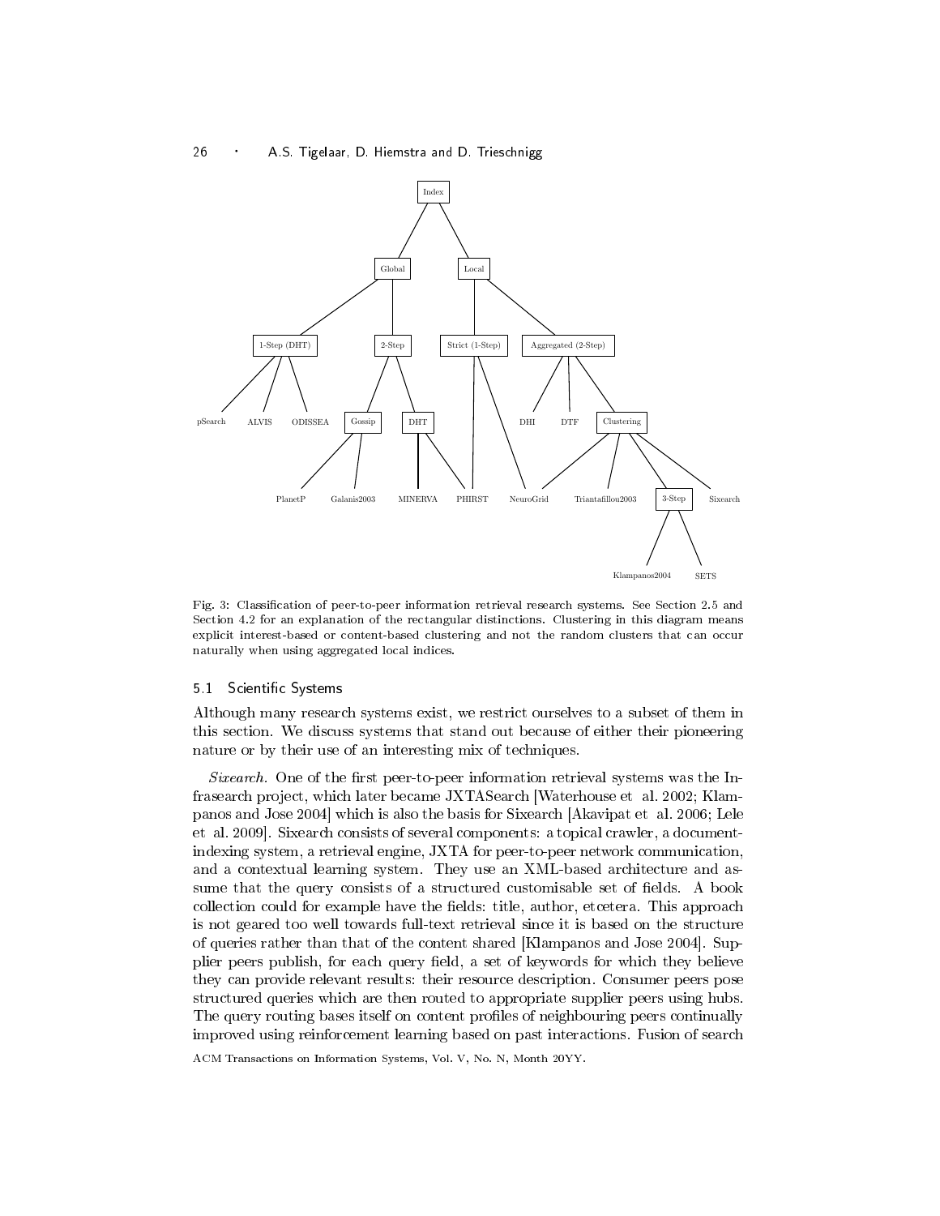Fig. 3: Classification of peer-to-peer information retrieval research systems. See Section 2.5 and Section 4.2 for an explanation of the rectangular distinctions. Clustering in this diagram means explicit interest-based or content-based clustering and not the random clusters that can occur naturally when using aggregated local indices.

### 5.1 Scientific Systems

Although many research systems exist, we restrict ourselves to a subset of them in this section. We discuss systems that stand out because of either their pioneering nature or by their use of an interesting mix of techniques.

*Sixearch.* One of the first peer-to-peer information retrieval systems was the Infrasearch project, which later became JXTASearch [Waterhouse et al. 2002; Klampanos and Jose 2004] which is also the basis for Sixearch [Akavipat et al. 2006; Lele et al. 2009]. Sixearch consists of several components: a topical crawler, a document-indexing system, a retrieval engine, JXTA for peer-to-peer network communication, and a contextual learning system. They use an XML-based architecture and assume that the query consists of a structured customisable set of fields. A book collection could for example have the fields: title, author, etcetera. This approach is not geared too well towards full-text retrieval since it is based on the structure of queries rather than that of the content shared [Klampanos and Jose 2004]. Supplier peers publish, for each query field, a set of keywords for which they believe they can provide relevant results: their resource description. Consumer peers pose structured queries which are then routed to appropriate supplier peers using hubs. The query routing bases itself on content profiles of neighbouring peers continually improved using reinforcement learning based on past interactions. Fusion of search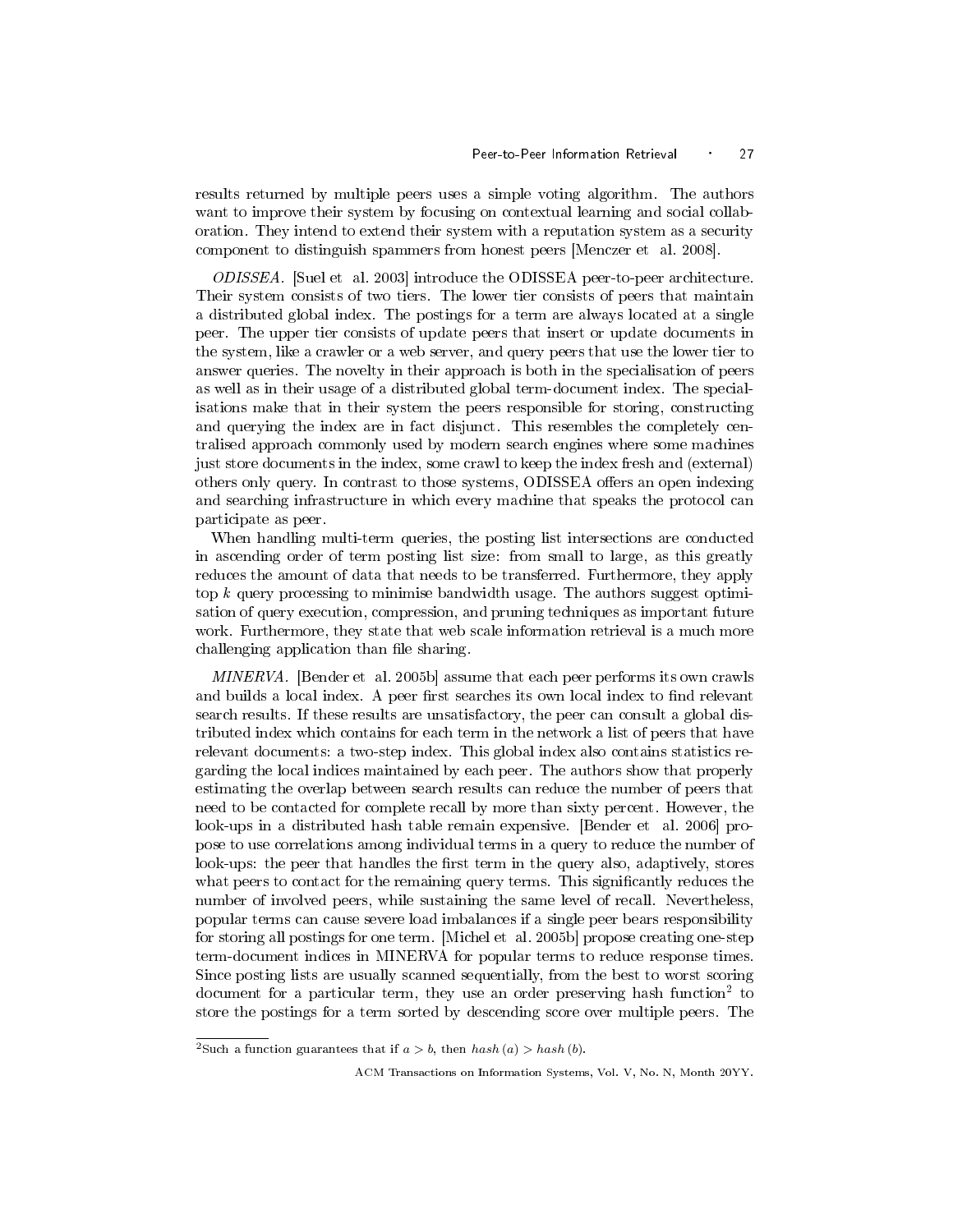results returned by multiple peers uses a simple voting algorithm. The authors want to improve their system by focusing on contextual learning and social collaboration. They intend to extend their system with a reputation system as a security component to distinguish spammers from honest peers [Menczer et al. 2008].

*ODISSEA.* [Suel et al. 2003] introduce the ODISSEA peer-to-peer architecture. Their system consists of two tiers. The lower tier consists of peers that maintain a distributed global index. The postings for a term are always located at a single peer. The upper tier consists of update peers that insert or update documents in the system, like a crawler or a web server, and query peers that use the lower tier to answer queries. The novelty in their approach is both in the specialisation of peers as well as in their usage of a distributed global term-document index. The specialisations make that in their system the peers responsible for storing, constructing and querying the index are in fact disjunct. This resembles the completely centralised approach commonly used by modern search engines where some machines just store documents in the index, some crawl to keep the index fresh and (external) others only query. In contrast to those systems, ODISSEA offers an open indexing and searching infrastructure in which every machine that speaks the protocol can participate as peer.

When handling multi-term queries, the posting list intersections are conducted in ascending order of term posting list size: from small to large, as this greatly reduces the amount of data that needs to be transferred. Furthermore, they apply top $k$ query processing to minimise bandwidth usage. The authors suggest optimisation of query execution, compression, and pruning techniques as important future work. Furthermore, they state that web scale information retrieval is a much more challenging application than file sharing.

*MINERVA.* [Bender et al. 2005b] assume that each peer performs its own crawls and builds a local index. A peer first searches its own local index to find relevant search results. If these results are unsatisfactory, the peer can consult a global distributed index which contains for each term in the network a list of peers that have relevant documents: a two-step index. This global index also contains statistics regarding the local indices maintained by each peer. The authors show that properly estimating the overlap between search results can reduce the number of peers that need to be contacted for complete recall by more than sixty percent. However, the look-ups in a distributed hash table remain expensive. [Bender et al. 2006] propose to use correlations among individual terms in a query to reduce the number of look-ups: the peer that handles the first term in the query also, adaptively, stores what peers to contact for the remaining query terms. This significantly reduces the number of involved peers, while sustaining the same level of recall. Nevertheless, popular terms can cause severe load imbalances if a single peer bears responsibility for storing all postings for one term. [Michel et al. 2005b] propose creating one-step term-document indices in MINERVA for popular terms to reduce response times. Since posting lists are usually scanned sequentially, from the best to worst scoring document for a particular term, they use an order preserving hash function[2] to store the postings for a term sorted by descending score over multiple peers. The

[2]Such a function guarantees that if $a > b$, then $hash\,(a) > hash\,(b)$.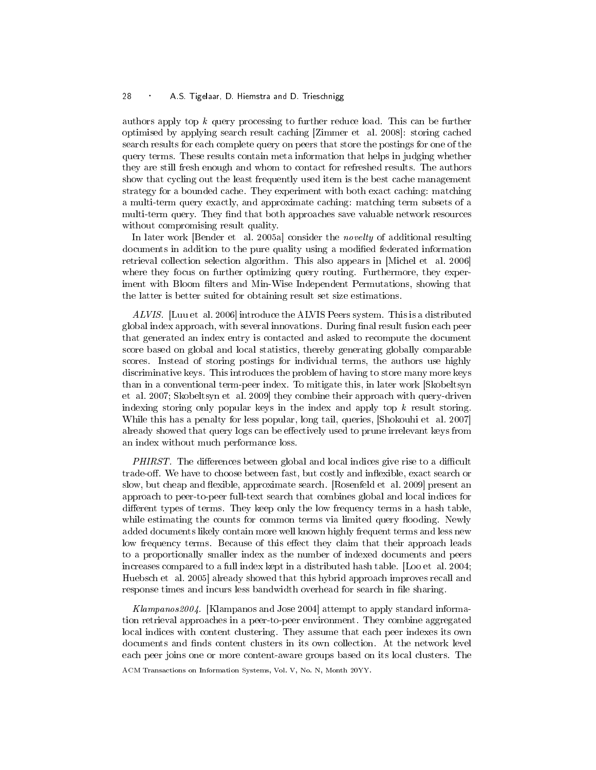authors apply top $k$ query processing to further reduce load. This can be further optimised by applying search result caching [Zimmer et al. 2008]: storing cached search results for each complete query on peers that store the postings for one of the query terms. These results contain meta information that helps in judging whether they are still fresh enough and whom to contact for refreshed results. The authors show that cycling out the least frequently used item is the best cache management strategy for a bounded cache. They experiment with both exact caching: matching a multi-term query exactly, and approximate caching: matching term subsets of a multi-term query. They find that both approaches save valuable network resources without compromising result quality.

In later work [Bender et al. 2005a] consider the *novelty* of additional resulting documents in addition to the pure quality using a modified federated information retrieval collection selection algorithm. This also appears in [Michel et al. 2006] where they focus on further optimizing query routing. Furthermore, they experiment with Bloom filters and Min-Wise Independent Permutations, showing that the latter is better suited for obtaining result set size estimations.

*ALVIS.* [Luu et al. 2006] introduce the ALVIS Peers system. This is a distributed global index approach, with several innovations. During final result fusion each peer that generated an index entry is contacted and asked to recompute the document score based on global and local statistics, thereby generating globally comparable scores. Instead of storing postings for individual terms, the authors use highly discriminative keys. This introduces the problem of having to store many more keys than in a conventional term-peer index. To mitigate this, in later work [Skobeltsyn et al. 2007; Skobeltsyn et al. 2009] they combine their approach with query-driven indexing storing only popular keys in the index and apply top $k$ result storing. While this has a penalty for less popular, long tail, queries, [Shokouhi et al. 2007] already showed that query logs can be effectively used to prune irrelevant keys from an index without much performance loss.

*PHIRST.* The differences between global and local indices give rise to a difficult trade-off. We have to choose between fast, but costly and inflexible, exact search or slow, but cheap and flexible, approximate search. [Rosenfeld et al. 2009] present an approach to peer-to-peer full-text search that combines global and local indices for different types of terms. They keep only the low frequency terms in a hash table, while estimating the counts for common terms via limited query flooding. Newly added documents likely contain more well known highly frequent terms and less new low frequency terms. Because of this effect they claim that their approach leads to a proportionally smaller index as the number of indexed documents and peers increases compared to a full index kept in a distributed hash table. [Loo et al. 2004; Huebsch et al. 2005] already showed that this hybrid approach improves recall and response times and incurs less bandwidth overhead for search in file sharing.

*Klampanos2004.* [Klampanos and Jose 2004] attempt to apply standard information retrieval approaches in a peer-to-peer environment. They combine aggregated local indices with content clustering. They assume that each peer indexes its own documents and finds content clusters in its own collection. At the network level each peer joins one or more content-aware groups based on its local clusters. The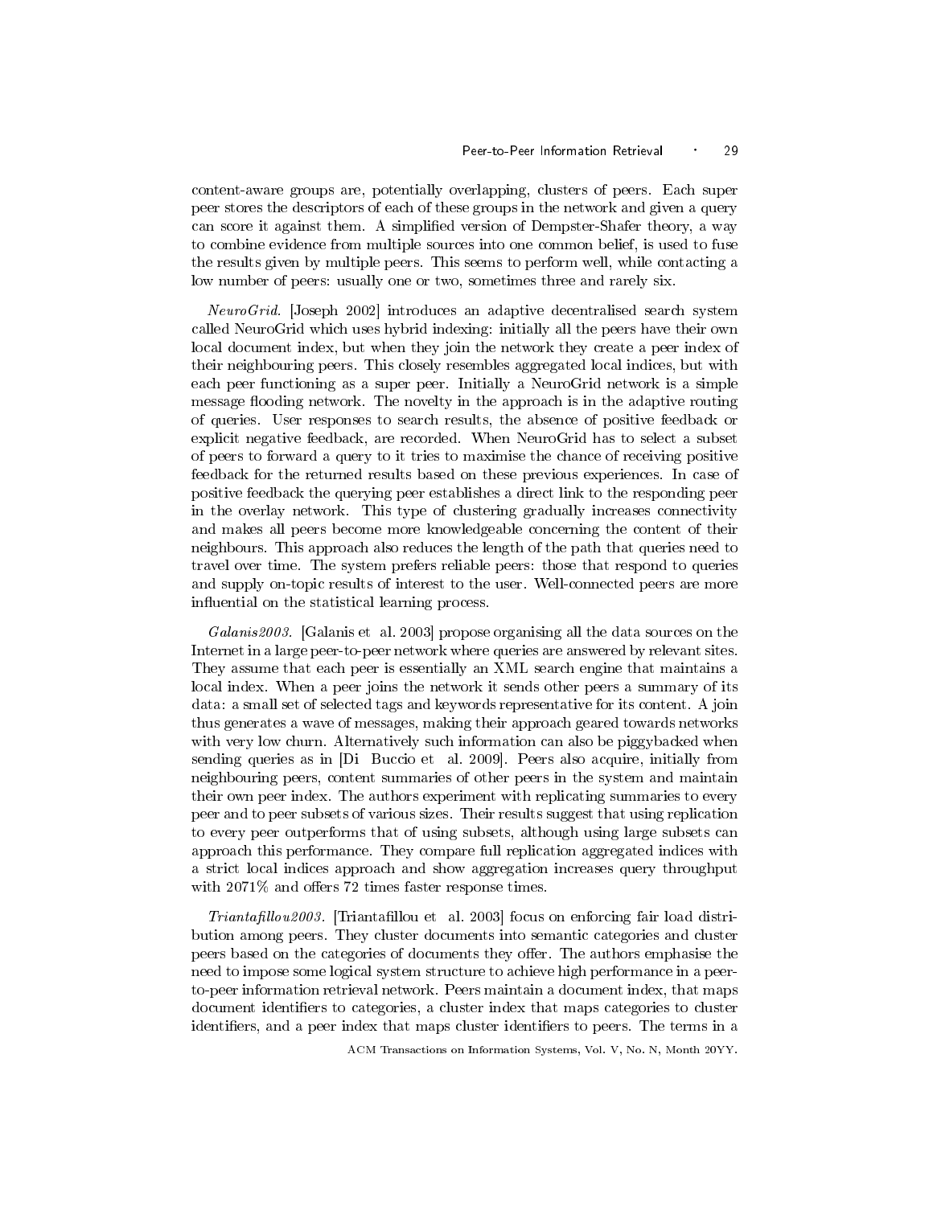content-aware groups are, potentially overlapping, clusters of peers. Each super peer stores the descriptors of each of these groups in the network and given a query can score it against them. A simplified version of Dempster-Shafer theory, a way to combine evidence from multiple sources into one common belief, is used to fuse the results given by multiple peers. This seems to perform well, while contacting a low number of peers: usually one or two, sometimes three and rarely six.

*NeuroGrid.* [Joseph 2002] introduces an adaptive decentralised search system called NeuroGrid which uses hybrid indexing: initially all the peers have their own local document index, but when they join the network they create a peer index of their neighbouring peers. This closely resembles aggregated local indices, but with each peer functioning as a super peer. Initially a NeuroGrid network is a simple message flooding network. The novelty in the approach is in the adaptive routing of queries. User responses to search results, the absence of positive feedback or explicit negative feedback, are recorded. When NeuroGrid has to select a subset of peers to forward a query to it tries to maximise the chance of receiving positive feedback for the returned results based on these previous experiences. In case of positive feedback the querying peer establishes a direct link to the responding peer in the overlay network. This type of clustering gradually increases connectivity and makes all peers become more knowledgeable concerning the content of their neighbours. This approach also reduces the length of the path that queries need to travel over time. The system prefers reliable peers: those that respond to queries and supply on-topic results of interest to the user. Well-connected peers are more influential on the statistical learning process.

*Galanis2003.* [Galanis et al. 2003] propose organising all the data sources on the Internet in a large peer-to-peer network where queries are answered by relevant sites. They assume that each peer is essentially an XML search engine that maintains a local index. When a peer joins the network it sends other peers a summary of its data: a small set of selected tags and keywords representative for its content. A join thus generates a wave of messages, making their approach geared towards networks with very low churn. Alternatively such information can also be piggybacked when sending queries as in [Di Buccio et al. 2009]. Peers also acquire, initially from neighbouring peers, content summaries of other peers in the system and maintain their own peer index. The authors experiment with replicating summaries to every peer and to peer subsets of various sizes. Their results suggest that using replication to every peer outperforms that of using subsets, although using large subsets can approach this performance. They compare full replication aggregated indices with a strict local indices approach and show aggregation increases query throughput with 2071% and offers 72 times faster response times.

*Triantafillou2003.* [Triantafillou et al. 2003] focus on enforcing fair load distribution among peers. They cluster documents into semantic categories and cluster peers based on the categories of documents they offer. The authors emphasise the need to impose some logical system structure to achieve high performance in a peer-to-peer information retrieval network. Peers maintain a document index, that maps document identifiers to categories, a cluster index that maps categories to cluster identifiers, and a peer index that maps cluster identifiers to peers. The terms in a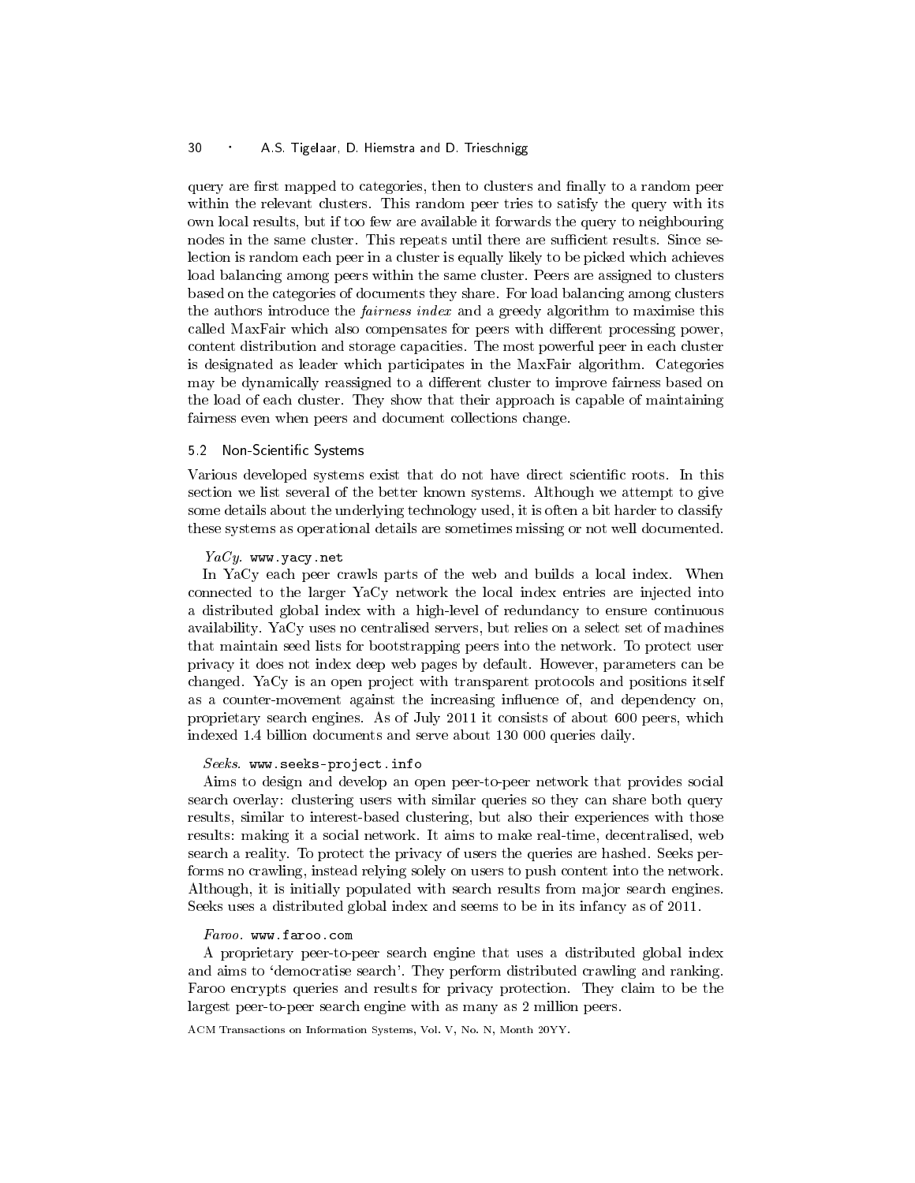query are first mapped to categories, then to clusters and finally to a random peer within the relevant clusters. This random peer tries to satisfy the query with its own local results, but if too few are available it forwards the query to neighbouring nodes in the same cluster. This repeats until there are sufficient results. Since selection is random each peer in a cluster is equally likely to be picked which achieves load balancing among peers within the same cluster. Peers are assigned to clusters based on the categories of documents they share. For load balancing among clusters the authors introduce the *fairness index* and a greedy algorithm to maximise this called MaxFair which also compensates for peers with different processing power, content distribution and storage capacities. The most powerful peer in each cluster is designated as leader which participates in the MaxFair algorithm. Categories may be dynamically reassigned to a different cluster to improve fairness based on the load of each cluster. They show that their approach is capable of maintaining fairness even when peers and document collections change.

### 5.2 Non-Scientific Systems

Various developed systems exist that do not have direct scientific roots. In this section we list several of the better known systems. Although we attempt to give some details about the underlying technology used, it is often a bit harder to classify these systems as operational details are sometimes missing or not well documented.

*YaCy.* `www.yacy.net`
In YaCy each peer crawls parts of the web and builds a local index. When connected to the larger YaCy network the local index entries are injected into a distributed global index with a high-level of redundancy to ensure continuous availability. YaCy uses no centralised servers, but relies on a select set of machines that maintain seed lists for bootstrapping peers into the network. To protect user privacy it does not index deep web pages by default. However, parameters can be changed. YaCy is an open project with transparent protocols and positions itself as a counter-movement against the increasing influence of, and dependency on, proprietary search engines. As of July 2011 it consists of about 600 peers, which indexed 1.4 billion documents and serve about 130 000 queries daily.

*Seeks.* `www.seeks-project.info`
Aims to design and develop an open peer-to-peer network that provides social search overlay: clustering users with similar queries so they can share both query results, similar to interest-based clustering, but also their experiences with those results: making it a social network. It aims to make real-time, decentralised, web search a reality. To protect the privacy of users the queries are hashed. Seeks performs no crawling, instead relying solely on users to push content into the network. Although, it is initially populated with search results from major search engines. Seeks uses a distributed global index and seems to be in its infancy as of 2011.

*Faroo.* `www.faroo.com`
A proprietary peer-to-peer search engine that uses a distributed global index and aims to 'democratise search'. They perform distributed crawling and ranking. Faroo encrypts queries and results for privacy protection. They claim to be the largest peer-to-peer search engine with as many as 2 million peers.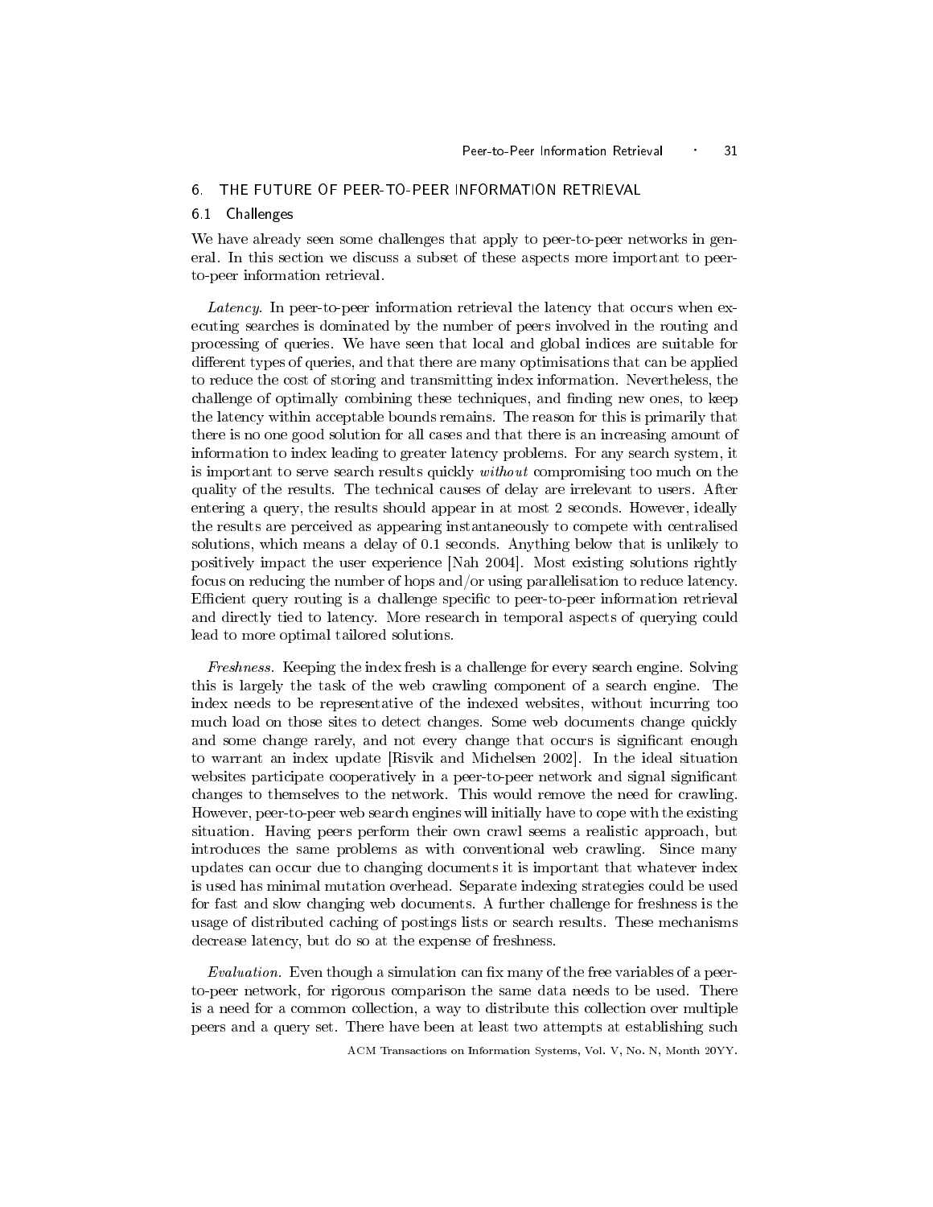## 6. THE FUTURE OF PEER-TO-PEER INFORMATION RETRIEVAL

### 6.1 Challenges

We have already seen some challenges that apply to peer-to-peer networks in general. In this section we discuss a subset of these aspects more important to peer-to-peer information retrieval.

*Latency.* In peer-to-peer information retrieval the latency that occurs when executing searches is dominated by the number of peers involved in the routing and processing of queries. We have seen that local and global indices are suitable for different types of queries, and that there are many optimisations that can be applied to reduce the cost of storing and transmitting index information. Nevertheless, the challenge of optimally combining these techniques, and finding new ones, to keep the latency within acceptable bounds remains. The reason for this is primarily that there is no one good solution for all cases and that there is an increasing amount of information to index leading to greater latency problems. For any search system, it is important to serve search results quickly *without* compromising too much on the quality of the results. The technical causes of delay are irrelevant to users. After entering a query, the results should appear in at most 2 seconds. However, ideally the results are perceived as appearing instantaneously to compete with centralised solutions, which means a delay of 0.1 seconds. Anything below that is unlikely to positively impact the user experience [Nah 2004]. Most existing solutions rightly focus on reducing the number of hops and/or using parallelisation to reduce latency. Efficient query routing is a challenge specific to peer-to-peer information retrieval and directly tied to latency. More research in temporal aspects of querying could lead to more optimal tailored solutions.

*Freshness.* Keeping the index fresh is a challenge for every search engine. Solving this is largely the task of the web crawling component of a search engine. The index needs to be representative of the indexed websites, without incurring too much load on those sites to detect changes. Some web documents change quickly and some change rarely, and not every change that occurs is significant enough to warrant an index update [Risvik and Michelsen 2002]. In the ideal situation websites participate cooperatively in a peer-to-peer network and signal significant changes to themselves to the network. This would remove the need for crawling. However, peer-to-peer web search engines will initially have to cope with the existing situation. Having peers perform their own crawl seems a realistic approach, but introduces the same problems as with conventional web crawling. Since many updates can occur due to changing documents it is important that whatever index is used has minimal mutation overhead. Separate indexing strategies could be used for fast and slow changing web documents. A further challenge for freshness is the usage of distributed caching of postings lists or search results. These mechanisms decrease latency, but do so at the expense of freshness.

*Evaluation.* Even though a simulation can fix many of the free variables of a peer-to-peer network, for rigorous comparison the same data needs to be used. There is a need for a common collection, a way to distribute this collection over multiple peers and a query set. There have been at least two attempts at establishing such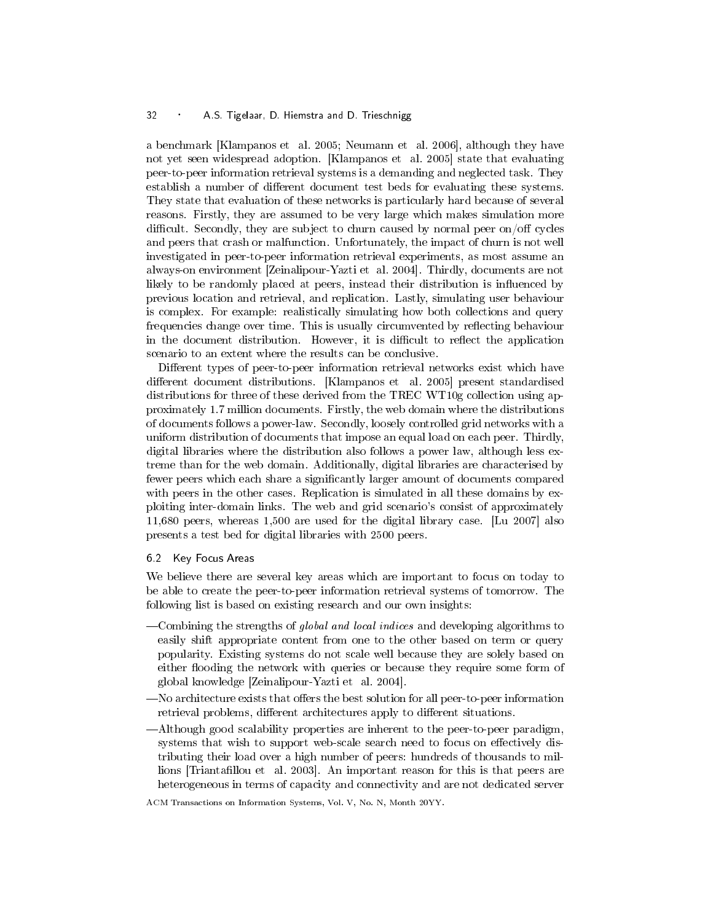a benchmark [Klampanos et al. 2005; Neumann et al. 2006], although they have not yet seen widespread adoption. [Klampanos et al. 2005] state that evaluating peer-to-peer information retrieval systems is a demanding and neglected task. They establish a number of different document test beds for evaluating these systems. They state that evaluation of these networks is particularly hard because of several reasons. Firstly, they are assumed to be very large which makes simulation more difficult. Secondly, they are subject to churn caused by normal peer on/off cycles and peers that crash or malfunction. Unfortunately, the impact of churn is not well investigated in peer-to-peer information retrieval experiments, as most assume an always-on environment [Zeinalipour-Yazti et al. 2004]. Thirdly, documents are not likely to be randomly placed at peers, instead their distribution is influenced by previous location and retrieval, and replication. Lastly, simulating user behaviour is complex. For example: realistically simulating how both collections and query frequencies change over time. This is usually circumvented by reflecting behaviour in the document distribution. However, it is difficult to reflect the application scenario to an extent where the results can be conclusive.

Different types of peer-to-peer information retrieval networks exist which have different document distributions. [Klampanos et al. 2005] present standardised distributions for three of these derived from the TREC WT10g collection using approximately 1.7 million documents. Firstly, the web domain where the distributions of documents follows a power-law. Secondly, loosely controlled grid networks with a uniform distribution of documents that impose an equal load on each peer. Thirdly, digital libraries where the distribution also follows a power law, although less extreme than for the web domain. Additionally, digital libraries are characterised by fewer peers which each share a significantly larger amount of documents compared with peers in the other cases. Replication is simulated in all these domains by exploiting inter-domain links. The web and grid scenario's consist of approximately 11,680 peers, whereas 1,500 are used for the digital library case. [Lu 2007] also presents a test bed for digital libraries with 2500 peers.

### 6.2 Key Focus Areas

We believe there are several key areas which are important to focus on today to be able to create the peer-to-peer information retrieval systems of tomorrow. The following list is based on existing research and our own insights:

- Combining the strengths of *global and local indices* and developing algorithms to easily shift appropriate content from one to the other based on term or query popularity. Existing systems do not scale well because they are solely based on either flooding the network with queries or because they require some form of global knowledge [Zeinalipour-Yazti et al. 2004].
- No architecture exists that offers the best solution for all peer-to-peer information retrieval problems, different architectures apply to different situations.
- Although good scalability properties are inherent to the peer-to-peer paradigm, systems that wish to support web-scale search need to focus on effectively distributing their load over a high number of peers: hundreds of thousands to millions [Triantafillou et al. 2003]. An important reason for this is that peers are heterogeneous in terms of capacity and connectivity and are not dedicated server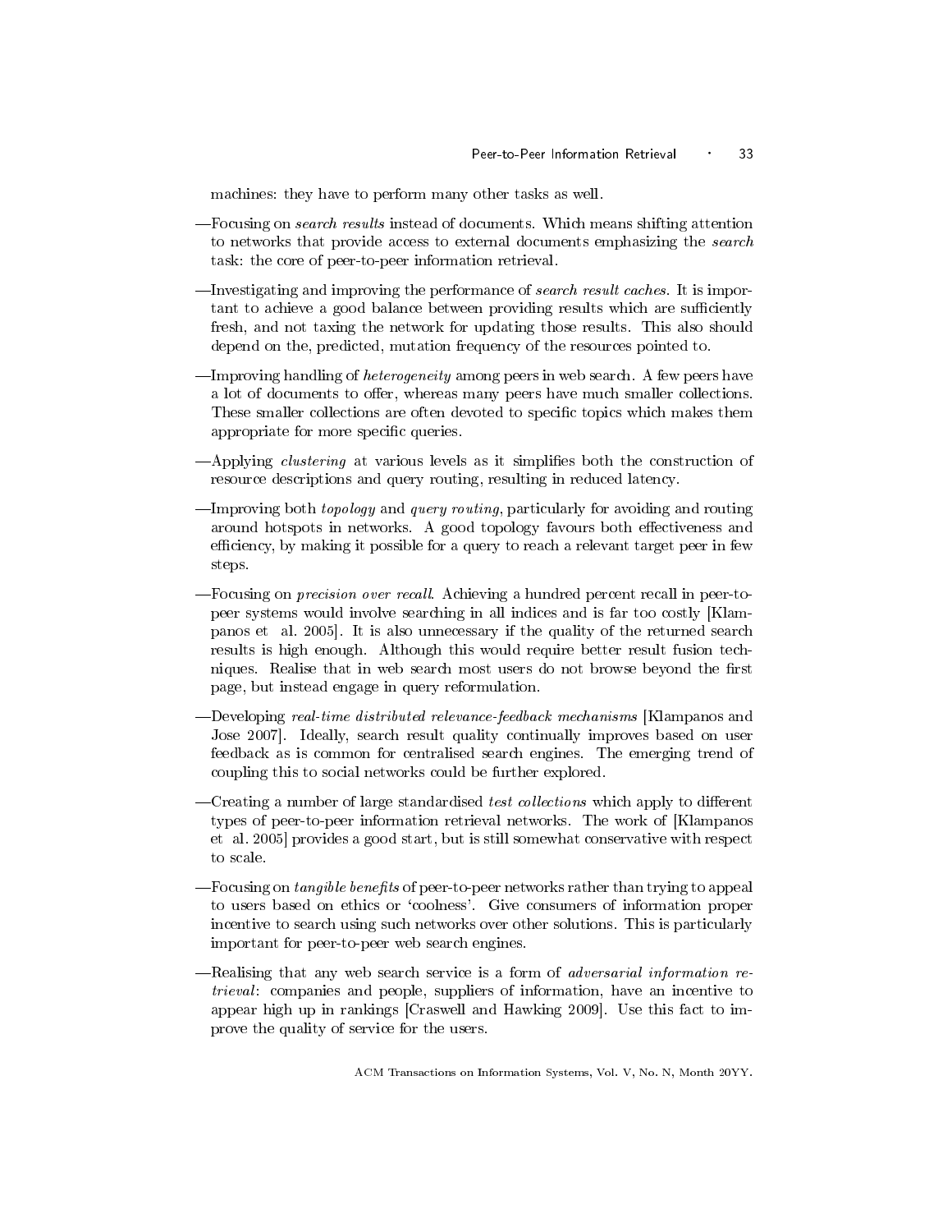machines: they have to perform many other tasks as well.

—Focusing on *search results* instead of documents. Which means shifting attention to networks that provide access to external documents emphasizing the *search* task: the core of peer-to-peer information retrieval.

—Investigating and improving the performance of *search result caches*. It is important to achieve a good balance between providing results which are sufficiently fresh, and not taxing the network for updating those results. This also should depend on the, predicted, mutation frequency of the resources pointed to.

—Improving handling of *heterogeneity* among peers in web search. A few peers have a lot of documents to offer, whereas many peers have much smaller collections. These smaller collections are often devoted to specific topics which makes them appropriate for more specific queries.

—Applying *clustering* at various levels as it simplifies both the construction of resource descriptions and query routing, resulting in reduced latency.

—Improving both *topology* and *query routing*, particularly for avoiding and routing around hotspots in networks. A good topology favours both effectiveness and efficiency, by making it possible for a query to reach a relevant target peer in few steps.

—Focusing on *precision over recall*. Achieving a hundred percent recall in peer-to-peer systems would involve searching in all indices and is far too costly [Klampanos et al. 2005]. It is also unnecessary if the quality of the returned search results is high enough. Although this would require better result fusion techniques. Realise that in web search most users do not browse beyond the first page, but instead engage in query reformulation.

—Developing *real-time distributed relevance-feedback mechanisms* [Klampanos and Jose 2007]. Ideally, search result quality continually improves based on user feedback as is common for centralised search engines. The emerging trend of coupling this to social networks could be further explored.

—Creating a number of large standardised *test collections* which apply to different types of peer-to-peer information retrieval networks. The work of [Klampanos et al. 2005] provides a good start, but is still somewhat conservative with respect to scale.

—Focusing on *tangible benefits* of peer-to-peer networks rather than trying to appeal to users based on ethics or 'coolness'. Give consumers of information proper incentive to search using such networks over other solutions. This is particularly important for peer-to-peer web search engines.

—Realising that any web search service is a form of *adversarial information retrieval*: companies and people, suppliers of information, have an incentive to appear high up in rankings [Craswell and Hawking 2009]. Use this fact to improve the quality of service for the users.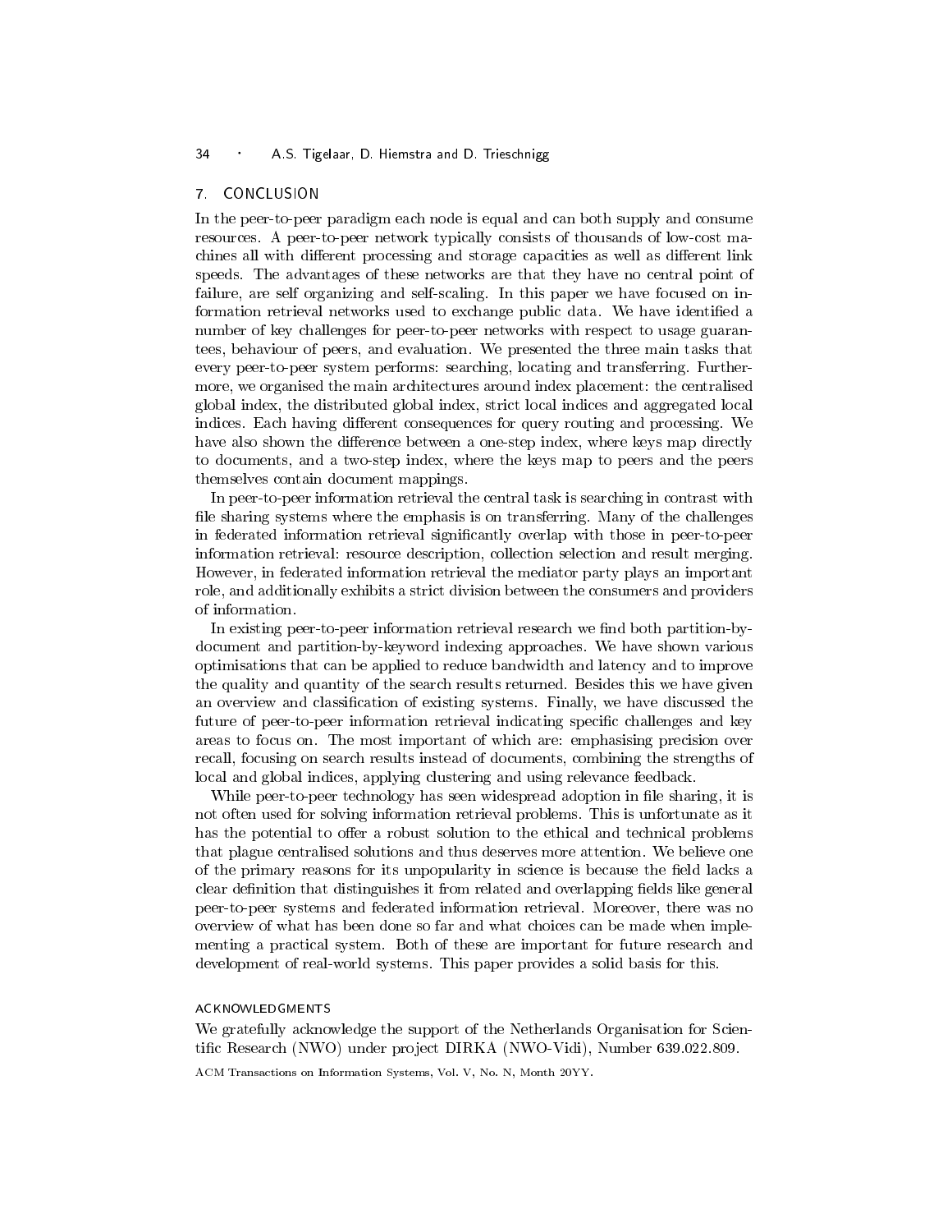## 7. CONCLUSION

In the peer-to-peer paradigm each node is equal and can both supply and consume resources. A peer-to-peer network typically consists of thousands of low-cost machines all with different processing and storage capacities as well as different link speeds. The advantages of these networks are that they have no central point of failure, are self organizing and self-scaling. In this paper we have focused on information retrieval networks used to exchange public data. We have identified a number of key challenges for peer-to-peer networks with respect to usage guarantees, behaviour of peers, and evaluation. We presented the three main tasks that every peer-to-peer system performs: searching, locating and transferring. Furthermore, we organised the main architectures around index placement: the centralised global index, the distributed global index, strict local indices and aggregated local indices. Each having different consequences for query routing and processing. We have also shown the difference between a one-step index, where keys map directly to documents, and a two-step index, where the keys map to peers and the peers themselves contain document mappings.

In peer-to-peer information retrieval the central task is searching in contrast with file sharing systems where the emphasis is on transferring. Many of the challenges in federated information retrieval significantly overlap with those in peer-to-peer information retrieval: resource description, collection selection and result merging. However, in federated information retrieval the mediator party plays an important role, and additionally exhibits a strict division between the consumers and providers of information.

In existing peer-to-peer information retrieval research we find both partition-by-document and partition-by-keyword indexing approaches. We have shown various optimisations that can be applied to reduce bandwidth and latency and to improve the quality and quantity of the search results returned. Besides this we have given an overview and classification of existing systems. Finally, we have discussed the future of peer-to-peer information retrieval indicating specific challenges and key areas to focus on. The most important of which are: emphasising precision over recall, focusing on search results instead of documents, combining the strengths of local and global indices, applying clustering and using relevance feedback.

While peer-to-peer technology has seen widespread adoption in file sharing, it is not often used for solving information retrieval problems. This is unfortunate as it has the potential to offer a robust solution to the ethical and technical problems that plague centralised solutions and thus deserves more attention. We believe one of the primary reasons for its unpopularity in science is because the field lacks a clear definition that distinguishes it from related and overlapping fields like general peer-to-peer systems and federated information retrieval. Moreover, there was no overview of what has been done so far and what choices can be made when implementing a practical system. Both of these are important for future research and development of real-world systems. This paper provides a solid basis for this.

### ACKNOWLEDGMENTS

We gratefully acknowledge the support of the Netherlands Organisation for Scientific Research (NWO) under project DIRKA (NWO-Vidi), Number 639.022.809.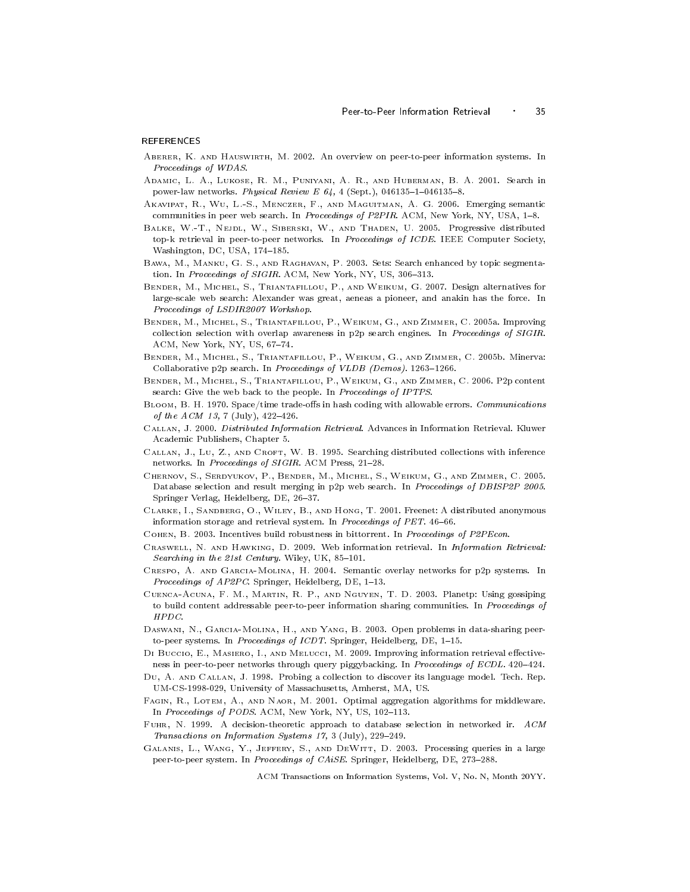## REFERENCES

Aberer, K. and Hauswirth, M. 2002. An overview on peer-to-peer information systems. In *Proceedings of WDAS*.

Adamic, L. A., Lukose, R. M., Puniyani, A. R., and Huberman, B. A. 2001. Search in power-law networks. *Physical Review E 64,* 4 (Sept.), 046135–1–046135–8.

Akavipat, R., Wu, L.-S., Menczer, F., and Maguitman, A. G. 2006. Emerging semantic communities in peer web search. In *Proceedings of P2PIR*. ACM, New York, NY, USA, 1–8.

Balke, W.-T., Nejdl, W., Siberski, W., and Thaden, U. 2005. Progressive distributed top-k retrieval in peer-to-peer networks. In *Proceedings of ICDE*. IEEE Computer Society, Washington, DC, USA, 174–185.

Bawa, M., Manku, G. S., and Raghavan, P. 2003. Sets: Search enhanced by topic segmentation. In *Proceedings of SIGIR*. ACM, New York, NY, US, 306–313.

Bender, M., Michel, S., Triantafillou, P., and Weikum, G. 2007. Design alternatives for large-scale web search: Alexander was great, aeneas a pioneer, and anakin has the force. In *Proceedings of LSDIR2007 Workshop*.

Bender, M., Michel, S., Triantafillou, P., Weikum, G., and Zimmer, C. 2005a. Improving collection selection with overlap awareness in p2p search engines. In *Proceedings of SIGIR*. ACM, New York, NY, US, 67–74.

Bender, M., Michel, S., Triantafillou, P., Weikum, G., and Zimmer, C. 2005b. Minerva: Collaborative p2p search. In *Proceedings of VLDB (Demos)*. 1263–1266.

Bender, M., Michel, S., Triantafillou, P., Weikum, G., and Zimmer, C. 2006. P2p content search: Give the web back to the people. In *Proceedings of IPTPS*.

Bloom, B. H. 1970. Space/time trade-offs in hash coding with allowable errors. *Communications of the ACM 13,* 7 (July), 422–426.

Callan, J. 2000. *Distributed Information Retrieval*. Advances in Information Retrieval. Kluwer Academic Publishers, Chapter 5.

Callan, J., Lu, Z., and Croft, W. B. 1995. Searching distributed collections with inference networks. In *Proceedings of SIGIR*. ACM Press, 21–28.

Chernov, S., Serdyukov, P., Bender, M., Michel, S., Weikum, G., and Zimmer, C. 2005. Database selection and result merging in p2p web search. In *Proceedings of DBISP2P 2005*. Springer Verlag, Heidelberg, DE, 26–37.

Clarke, I., Sandberg, O., Wiley, B., and Hong, T. 2001. Freenet: A distributed anonymous information storage and retrieval system. In *Proceedings of PET*. 46–66.

Cohen, B. 2003. Incentives build robustness in bittorrent. In *Proceedings of P2PEcon*.

Craswell, N. and Hawking, D. 2009. Web information retrieval. In *Information Retrieval: Searching in the 21st Century*. Wiley, UK, 85–101.

Crespo, A. and Garcia-Molina, H. 2004. Semantic overlay networks for p2p systems. In *Proceedings of AP2PC*. Springer, Heidelberg, DE, 1–13.

Cuenca-Acuna, F. M., Martin, R. P., and Nguyen, T. D. 2003. Planetp: Using gossiping to build content addressable peer-to-peer information sharing communities. In *Proceedings of HPDC*.

Daswani, N., Garcia-Molina, H., and Yang, B. 2003. Open problems in data-sharing peer-to-peer systems. In *Proceedings of ICDT*. Springer, Heidelberg, DE, 1–15.

Di Buccio, E., Masiero, I., and Melucci, M. 2009. Improving information retrieval effectiveness in peer-to-peer networks through query piggybacking. In *Proceedings of ECDL*. 420–424.

Du, A. and Callan, J. 1998. Probing a collection to discover its language model. Tech. Rep. UM-CS-1998-029, University of Massachusetts, Amherst, MA, US.

Fagin, R., Lotem, A., and Naor, M. 2001. Optimal aggregation algorithms for middleware. In *Proceedings of PODS*. ACM, New York, NY, US, 102–113.

Fuhr, N. 1999. A decision-theoretic approach to database selection in networked ir. *ACM Transactions on Information Systems 17,* 3 (July), 229–249.

Galanis, L., Wang, Y., Jeffery, S., and DeWitt, D. 2003. Processing queries in a large peer-to-peer system. In *Proceedings of CAiSE*. Springer, Heidelberg, DE, 273–288.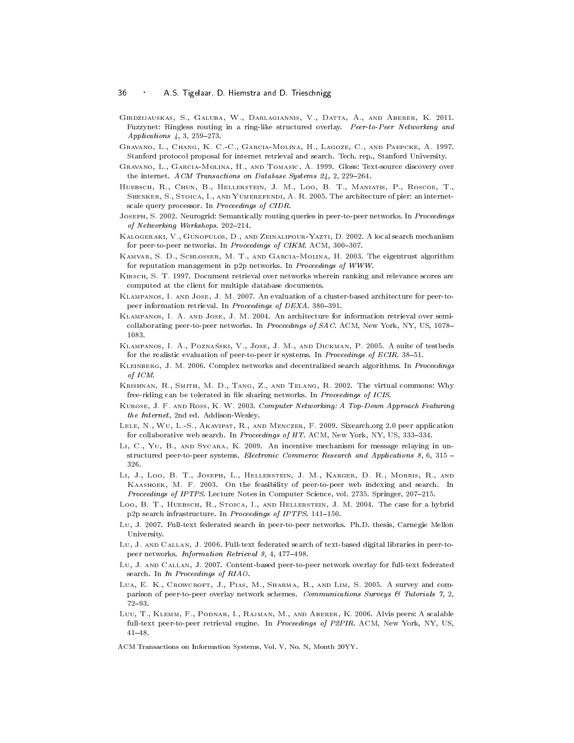Girdzijauskas, S., Galuba, W., Darlagiannis, V., Datta, A., and Aberer, K. 2011. Fuzzynet: Ringless routing in a ring-like structured overlay. *Peer-to-Peer Networking and Applications 4,* 3, 259–273.

Gravano, L., Chang, K. C.-C., Garcia-Molina, H., Lagoze, C., and Paepcke, A. 1997. Stanford protocol proposal for internet retrieval and search. Tech. rep., Stanford University.

Gravano, L., Garcia-Molina, H., and Tomasic, A. 1999. Gloss: Text-source discovery over the internet. *ACM Transactions on Database Systems 24,* 2, 229–264.

Huebsch, R., Chun, B., Hellerstein, J. M., Loo, B. T., Maniatis, P., Roscoe, T., Shenker, S., Stoica, I., and Yumerefendi, A. R. 2005. The architecture of pier: an internet-scale query processor. In *Proceedings of CIDR*.

Joseph, S. 2002. Neurogrid: Semantically routing queries in peer-to-peer networks. In *Proceedings of Networking Workshops*. 202–214.

Kalogeraki, V., Gunopulos, D., and Zeinalipour-Yazti, D. 2002. A local search mechanism for peer-to-peer networks. In *Proceedings of CIKM*. ACM, 300–307.

Kamvar, S. D., Schlosser, M. T., and Garcia-Molina, H. 2003. The eigentrust algorithm for reputation management in p2p networks. In *Proceedings of WWW*.

Kirsch, S. T. 1997. Document retrieval over networks wherein ranking and relevance scores are computed at the client for multiple database documents.

Klampanos, I. and Jose, J. M. 2007. An evaluation of a cluster-based architecture for peer-to-peer information retrieval. In *Proceedings of DEXA*. 380–391.

Klampanos, I. A. and Jose, J. M. 2004. An architecture for information retrieval over semi-collaborating peer-to-peer networks. In *Proceedings of SAC*. ACM, New York, NY, US, 1078–1083.

Klampanos, I. A., Poznański, V., Jose, J. M., and Dickman, P. 2005. A suite of testbeds for the realistic evaluation of peer-to-peer ir systems. In *Proceedings of ECIR*. 38–51.

Kleinberg, J. M. 2006. Complex networks and decentralized search algorithms. In *Proceedings of ICM*.

Krishnan, R., Smith, M. D., Tang, Z., and Telang, R. 2002. The virtual commons: Why free-riding can be tolerated in file sharing networks. In *Proceedings of ICIS*.

Kurose, J. F. and Ross, K. W. 2003. *Computer Networking: A Top-Down Approach Featuring the Internet*, 2nd ed. Addison-Wesley.

Lele, N., Wu, L.-S., Akavipat, R., and Menczer, F. 2009. Sixearch.org 2.0 peer application for collaborative web search. In *Proceedings of HT*. ACM, New York, NY, US, 333–334.

Li, C., Yu, B., and Sycara, K. 2009. An incentive mechanism for message relaying in unstructured peer-to-peer systems. *Electronic Commerce Research and Applications 8,* 6, 315 – 326.

Li, J., Loo, B. T., Joseph, L., Hellerstein, J. M., Karger, D. R., Morris, R., and Kaashoek, M. F. 2003. On the feasibility of peer-to-peer web indexing and search. In *Proceedings of IPTPS*. Lecture Notes in Computer Science, vol. 2735. Springer, 207–215.

Loo, B. T., Huebsch, R., Stoica, I., and Hellerstein, J. M. 2004. The case for a hybrid p2p search infrastructure. In *Proceedings of IPTPS*. 141–150.

Lu, J. 2007. Full-text federated search in peer-to-peer networks. Ph.D. thesis, Carnegie Mellon University.

Lu, J. and Callan, J. 2006. Full-text federated search of text-based digital libraries in peer-to-peer networks. *Information Retrieval 9,* 4, 477–498.

Lu, J. and Callan, J. 2007. Content-based peer-to-peer network overlay for full-text federated search. In *In Proceedings of RIAO*.

Lua, E. K., Crowcroft, J., Pias, M., Sharma, R., and Lim, S. 2005. A survey and comparison of peer-to-peer overlay network schemes. *Communications Surveys & Tutorials 7,* 2, 72–93.

Luu, T., Klemm, F., Podnar, I., Rajman, M., and Aberer, K. 2006. Alvis peers: A scalable full-text peer-to-peer retrieval engine. In *Proceedings of P2PIR*. ACM, New York, NY, US, 41–48.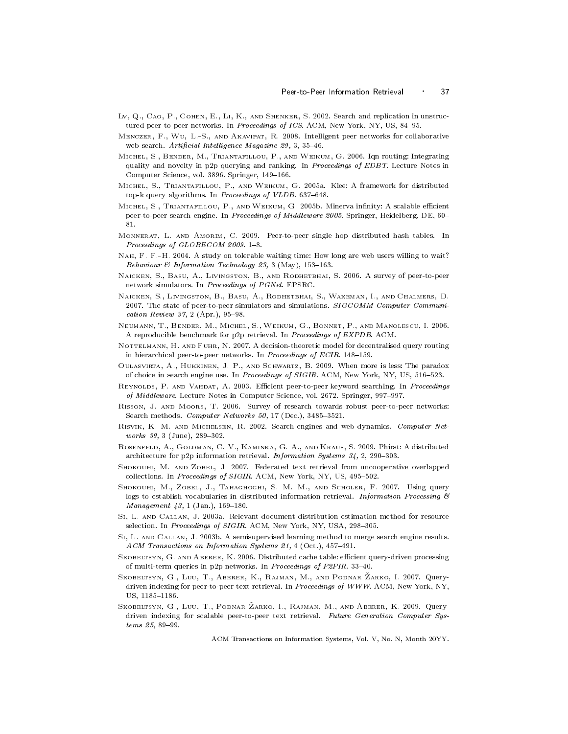Lv, Q., Cao, P., Cohen, E., Li, K., and Shenker, S. 2002. Search and replication in unstructured peer-to-peer networks. In *Proceedings of ICS*. ACM, New York, NY, US, 84–95.

Menczer, F., Wu, L.-S., and Akavipat, R. 2008. Intelligent peer networks for collaborative web search. *Artificial Intelligence Magazine 29,* 3, 35–46.

Michel, S., Bender, M., Triantafillou, P., and Weikum, G. 2006. Iqn routing: Integrating quality and novelty in p2p querying and ranking. In *Proceedings of EDBT*. Lecture Notes in Computer Science, vol. 3896. Springer, 149–166.

Michel, S., Triantafillou, P., and Weikum, G. 2005a. Klee: A framework for distributed top-k query algorithms. In *Proceedings of VLDB*. 637–648.

Michel, S., Triantafillou, P., and Weikum, G. 2005b. Minerva infinity: A scalable efficient peer-to-peer search engine. In *Proceedings of Middleware 2005*. Springer, Heidelberg, DE, 60–81.

Monnerat, L. and Amorim, C. 2009. Peer-to-peer single hop distributed hash tables. In *Proceedings of GLOBECOM 2009*. 1–8.

Nah, F. F.-H. 2004. A study on tolerable waiting time: How long are web users willing to wait? *Behaviour & Information Technology 23,* 3 (May), 153–163.

Naicken, S., Basu, A., Livingston, B., and Rodhetbhai, S. 2006. A survey of peer-to-peer network simulators. In *Proceedings of PGNet*. EPSRC.

Naicken, S., Livingston, B., Basu, A., Rodhetbhai, S., Wakeman, I., and Chalmers, D. 2007. The state of peer-to-peer simulators and simulations. *SIGCOMM Computer Communication Review 37,* 2 (Apr.), 95–98.

Neumann, T., Bender, M., Michel, S., Weikum, G., Bonnet, P., and Manolescu, I. 2006. A reproducible benchmark for p2p retrieval. In *Proceedings of EXPDB*. ACM.

Nottelmann, H. and Fuhr, N. 2007. A decision-theoretic model for decentralised query routing in hierarchical peer-to-peer networks. In *Proceedings of ECIR*. 148–159.

Oulasvirta, A., Hukkinen, J. P., and Schwartz, B. 2009. When more is less: The paradox of choice in search engine use. In *Proceedings of SIGIR*. ACM, New York, NY, US, 516–523.

Reynolds, P. and Vahdat, A. 2003. Efficient peer-to-peer keyword searching. In *Proceedings of Middleware*. Lecture Notes in Computer Science, vol. 2672. Springer, 997–997.

Risson, J. and Moors, T. 2006. Survey of research towards robust peer-to-peer networks: Search methods. *Computer Networks 50,* 17 (Dec.), 3485–3521.

Risvik, K. M. and Michelsen, R. 2002. Search engines and web dynamics. *Computer Networks 39,* 3 (June), 289–302.

Rosenfeld, A., Goldman, C. V., Kaminka, G. A., and Kraus, S. 2009. Phirst: A distributed architecture for p2p information retrieval. *Information Systems 34,* 2, 290–303.

Shokouhi, M. and Zobel, J. 2007. Federated text retrieval from uncooperative overlapped collections. In *Proceedings of SIGIR*. ACM, New York, NY, US, 495–502.

Shokouhi, M., Zobel, J., Tahaghoghi, S. M. M., and Scholer, F. 2007. Using query logs to establish vocabularies in distributed information retrieval. *Information Processing & Management 43,* 1 (Jan.), 169–180.

Si, L. and Callan, J. 2003a. Relevant document distribution estimation method for resource selection. In *Proceedings of SIGIR*. ACM, New York, NY, USA, 298–305.

Si, L. and Callan, J. 2003b. A semisupervised learning method to merge search engine results. *ACM Transactions on Information Systems 21,* 4 (Oct.), 457–491.

Skobeltsyn, G. and Aberer, K. 2006. Distributed cache table: efficient query-driven processing of multi-term queries in p2p networks. In *Proceedings of P2PIR*. 33–40.

Skobeltsyn, G., Luu, T., Aberer, K., Rajman, M., and Podnar Žarko, I. 2007. Query-driven indexing for peer-to-peer text retrieval. In *Proceedings of WWW*. ACM, New York, NY, US, 1185–1186.

Skobeltsyn, G., Luu, T., Podnar Žarko, I., Rajman, M., and Aberer, K. 2009. Query-driven indexing for scalable peer-to-peer text retrieval. *Future Generation Computer Systems 25,* 89–99.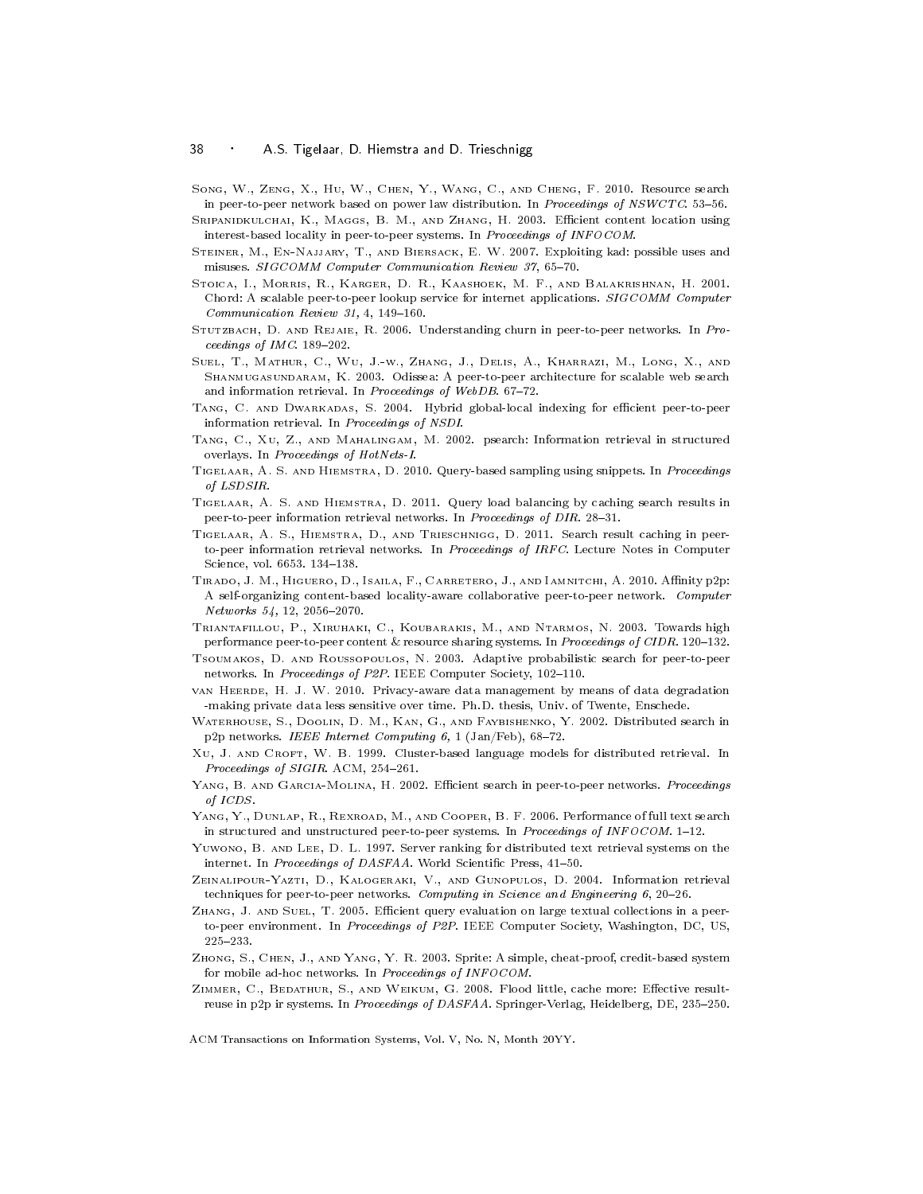Song, W., Zeng, X., Hu, W., Chen, Y., Wang, C., and Cheng, F. 2010. Resource search in peer-to-peer network based on power law distribution. In *Proceedings of NSWCTC*. 53–56.

Sripanidkulchai, K., Maggs, B. M., and Zhang, H. 2003. Efficient content location using interest-based locality in peer-to-peer systems. In *Proceedings of INFOCOM*.

Steiner, M., En-Najjary, T., and Biersack, E. W. 2007. Exploiting kad: possible uses and misuses. *SIGCOMM Computer Communication Review 37*, 65–70.

Stoica, I., Morris, R., Karger, D. R., Kaashoek, M. F., and Balakrishnan, H. 2001. Chord: A scalable peer-to-peer lookup service for internet applications. *SIGCOMM Computer Communication Review 31*, 4, 149–160.

Stutzbach, D. and Rejaie, R. 2006. Understanding churn in peer-to-peer networks. In *Proceedings of IMC*. 189–202.

Suel, T., Mathur, C., Wu, J.-w., Zhang, J., Delis, A., Kharrazi, M., Long, X., and Shanmugasundaram, K. 2003. Odissea: A peer-to-peer architecture for scalable web search and information retrieval. In *Proceedings of WebDB*. 67–72.

Tang, C. and Dwarkadas, S. 2004. Hybrid global-local indexing for efficient peer-to-peer information retrieval. In *Proceedings of NSDI*.

Tang, C., Xu, Z., and Mahalingam, M. 2002. psearch: Information retrieval in structured overlays. In *Proceedings of HotNets-I*.

Tigelaar, A. S. and Hiemstra, D. 2010. Query-based sampling using snippets. In *Proceedings of LSDSIR*.

Tigelaar, A. S. and Hiemstra, D. 2011. Query load balancing by caching search results in peer-to-peer information retrieval networks. In *Proceedings of DIR*. 28–31.

Tigelaar, A. S., Hiemstra, D., and Trieschnigg, D. 2011. Search result caching in peer-to-peer information retrieval networks. In *Proceedings of IRFC*. Lecture Notes in Computer Science, vol. 6653. 134–138.

Tirado, J. M., Higuero, D., Isaila, F., Carretero, J., and Iamnitchi, A. 2010. Affinity p2p: A self-organizing content-based locality-aware collaborative peer-to-peer network. *Computer Networks 54*, 12, 2056–2070.

Triantafillou, P., Xiruhaki, C., Koubarakis, M., and Ntarmos, N. 2003. Towards high performance peer-to-peer content & resource sharing systems. In *Proceedings of CIDR*. 120–132.

Tsoumakos, D. and Roussopoulos, N. 2003. Adaptive probabilistic search for peer-to-peer networks. In *Proceedings of P2P*. IEEE Computer Society, 102–110.

van Heerde, H. J. W. 2010. Privacy-aware data management by means of data degradation -making private data less sensitive over time. Ph.D. thesis, Univ. of Twente, Enschede.

Waterhouse, S., Doolin, D. M., Kan, G., and Faybishenko, Y. 2002. Distributed search in p2p networks. *IEEE Internet Computing 6*, 1 (Jan/Feb), 68–72.

Xu, J. and Croft, W. B. 1999. Cluster-based language models for distributed retrieval. In *Proceedings of SIGIR*. ACM, 254–261.

Yang, B. and Garcia-Molina, H. 2002. Efficient search in peer-to-peer networks. *Proceedings of ICDS*.

Yang, Y., Dunlap, R., Rexroad, M., and Cooper, B. F. 2006. Performance of full text search in structured and unstructured peer-to-peer systems. In *Proceedings of INFOCOM*. 1–12.

Yuwono, B. and Lee, D. L. 1997. Server ranking for distributed text retrieval systems on the internet. In *Proceedings of DASFAA*. World Scientific Press, 41–50.

Zeinalipour-Yazti, D., Kalogeraki, V., and Gunopulos, D. 2004. Information retrieval techniques for peer-to-peer networks. *Computing in Science and Engineering 6*, 20–26.

Zhang, J. and Suel, T. 2005. Efficient query evaluation on large textual collections in a peer-to-peer environment. In *Proceedings of P2P*. IEEE Computer Society, Washington, DC, US, 225–233.

Zhong, S., Chen, J., and Yang, Y. R. 2003. Sprite: A simple, cheat-proof, credit-based system for mobile ad-hoc networks. In *Proceedings of INFOCOM*.

Zimmer, C., Bedathur, S., and Weikum, G. 2008. Flood little, cache more: Effective result-reuse in p2p ir systems. In *Proceedings of DASFAA*. Springer-Verlag, Heidelberg, DE, 235–250.